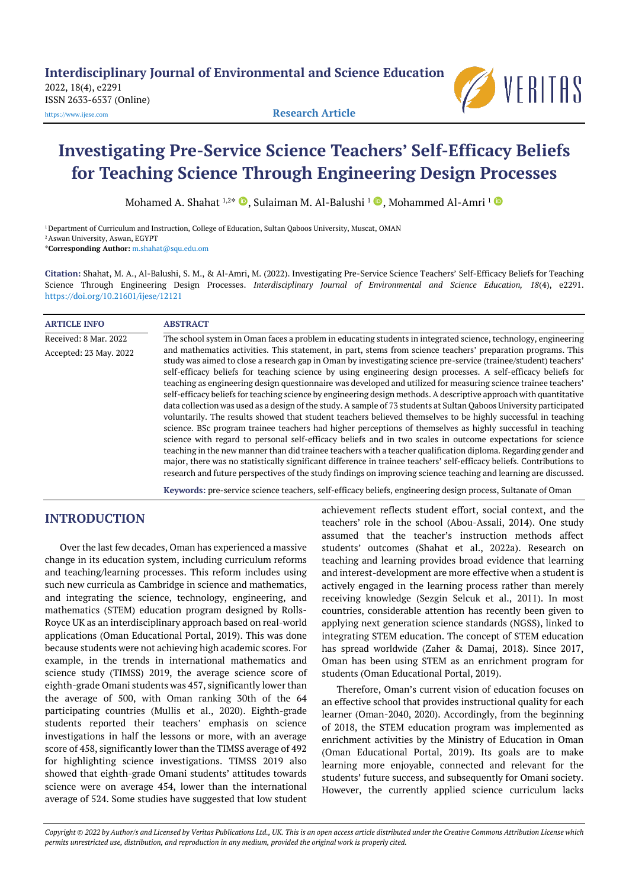# Investigating Pre-Service Science Teachers' Self-Efficacy Beliefs for Teaching Science Through Engineering Design Processes

Mohamed A. Shahat [1,2*], Sulaiman M. Al-Balushi [1], Mohammed Al-Amri [1]

[1] Department of Curriculum and Instruction, College of Education, Sultan Qaboos University, Muscat, OMAN

[2] Aswan University, Aswan, EGYPT

*Corresponding Author: m.shahat@squ.edu.om

**Citation:** Shahat, M. A., Al-Balushi, S. M., & Al-Amri, M. (2022). Investigating Pre-Service Science Teachers' Self-Efficacy Beliefs for Teaching Science Through Engineering Design Processes. *Interdisciplinary Journal of Environmental and Science Education, 18*(4), e2291. https://doi.org/10.21601/ijese/12121

**ARTICLE INFO**

Received: 8 Mar. 2022

Accepted: 23 May. 2022

**ABSTRACT**

The school system in Oman faces a problem in educating students in integrated science, technology, engineering and mathematics activities. This statement, in part, stems from science teachers' preparation programs. This study was aimed to close a research gap in Oman by investigating science pre-service (trainee/student) teachers' self-efficacy beliefs for teaching science by using engineering design processes. A self-efficacy beliefs for teaching as engineering design questionnaire was developed and utilized for measuring science trainee teachers' self-efficacy beliefs for teaching science by engineering design methods. A descriptive approach with quantitative data collection was used as a design of the study. A sample of 73 students at Sultan Qaboos University participated voluntarily. The results showed that student teachers believed themselves to be highly successful in teaching science. BSc program trainee teachers had higher perceptions of themselves as highly successful in teaching science with regard to personal self-efficacy beliefs and in two scales in outcome expectations for science teaching in the new manner than did trainee teachers with a teacher qualification diploma. Regarding gender and major, there was no statistically significant difference in trainee teachers' self-efficacy beliefs. Contributions to research and future perspectives of the study findings on improving science teaching and learning are discussed.

**Keywords:** pre-service science teachers, self-efficacy beliefs, engineering design process, Sultanate of Oman

## INTRODUCTION

Over the last few decades, Oman has experienced a massive change in its education system, including curriculum reforms and teaching/learning processes. This reform includes using such new curricula as Cambridge in science and mathematics, and integrating the science, technology, engineering, and mathematics (STEM) education program designed by Rolls-Royce UK as an interdisciplinary approach based on real-world applications (Oman Educational Portal, 2019). This was done because students were not achieving high academic scores. For example, in the trends in international mathematics and science study (TIMSS) 2019, the average science score of eighth-grade Omani students was 457, significantly lower than the average of 500, with Oman ranking 30th of the 64 participating countries (Mullis et al., 2020). Eighth-grade students reported their teachers' emphasis on science investigations in half the lessons or more, with an average score of 458, significantly lower than the TIMSS average of 492 for highlighting science investigations. TIMSS 2019 also showed that eighth-grade Omani students' attitudes towards science were on average 454, lower than the international average of 524. Some studies have suggested that low student achievement reflects student effort, social context, and the teachers' role in the school (Abou-Assali, 2014). One study assumed that the teacher's instruction methods affect students' outcomes (Shahat et al., 2022a). Research on teaching and learning provides broad evidence that learning and interest-development are more effective when a student is actively engaged in the learning process rather than merely receiving knowledge (Sezgin Selcuk et al., 2011). In most countries, considerable attention has recently been given to applying next generation science standards (NGSS), linked to integrating STEM education. The concept of STEM education has spread worldwide (Zaher & Damaj, 2018). Since 2017, Oman has been using STEM as an enrichment program for students (Oman Educational Portal, 2019).

Therefore, Oman's current vision of education focuses on an effective school that provides instructional quality for each learner (Oman-2040, 2020). Accordingly, from the beginning of 2018, the STEM education program was implemented as enrichment activities by the Ministry of Education in Oman (Oman Educational Portal, 2019). Its goals are to make learning more enjoyable, connected and relevant for the students' future success, and subsequently for Omani society. However, the currently applied science curriculum lacks

*Copyright © 2022 by Author/s and Licensed by Veritas Publications Ltd., UK. This is an open access article distributed under the Creative Commons Attribution License which permits unrestricted use, distribution, and reproduction in any medium, provided the original work is properly cited.*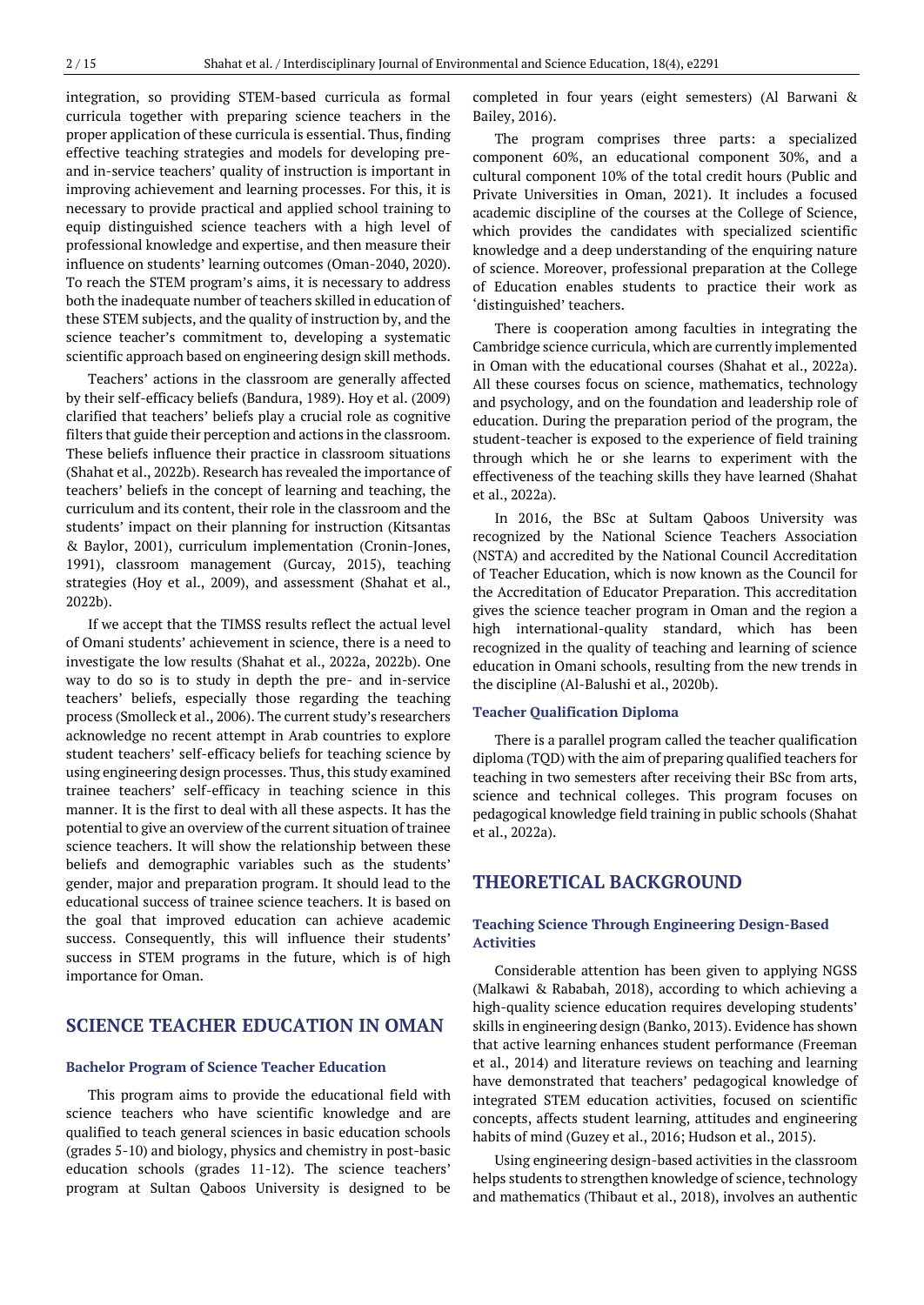integration, so providing STEM-based curricula as formal curricula together with preparing science teachers in the proper application of these curricula is essential. Thus, finding effective teaching strategies and models for developing pre- and in-service teachers' quality of instruction is important in improving achievement and learning processes. For this, it is necessary to provide practical and applied school training to equip distinguished science teachers with a high level of professional knowledge and expertise, and then measure their influence on students' learning outcomes (Oman-2040, 2020). To reach the STEM program's aims, it is necessary to address both the inadequate number of teachers skilled in education of these STEM subjects, and the quality of instruction by, and the science teacher's commitment to, developing a systematic scientific approach based on engineering design skill methods.

Teachers' actions in the classroom are generally affected by their self-efficacy beliefs (Bandura, 1989). Hoy et al. (2009) clarified that teachers' beliefs play a crucial role as cognitive filters that guide their perception and actions in the classroom. These beliefs influence their practice in classroom situations (Shahat et al., 2022b). Research has revealed the importance of teachers' beliefs in the concept of learning and teaching, the curriculum and its content, their role in the classroom and the students' impact on their planning for instruction (Kitsantas & Baylor, 2001), curriculum implementation (Cronin-Jones, 1991), classroom management (Gurcay, 2015), teaching strategies (Hoy et al., 2009), and assessment (Shahat et al., 2022b).

If we accept that the TIMSS results reflect the actual level of Omani students' achievement in science, there is a need to investigate the low results (Shahat et al., 2022a, 2022b). One way to do so is to study in depth the pre- and in-service teachers' beliefs, especially those regarding the teaching process (Smolleck et al., 2006). The current study's researchers acknowledge no recent attempt in Arab countries to explore student teachers' self-efficacy beliefs for teaching science by using engineering design processes. Thus, this study examined trainee teachers' self-efficacy in teaching science in this manner. It is the first to deal with all these aspects. It has the potential to give an overview of the current situation of trainee science teachers. It will show the relationship between these beliefs and demographic variables such as the students' gender, major and preparation program. It should lead to the educational success of trainee science teachers. It is based on the goal that improved education can achieve academic success. Consequently, this will influence their students' success in STEM programs in the future, which is of high importance for Oman.

## SCIENCE TEACHER EDUCATION IN OMAN

### Bachelor Program of Science Teacher Education

This program aims to provide the educational field with science teachers who have scientific knowledge and are qualified to teach general sciences in basic education schools (grades 5-10) and biology, physics and chemistry in post-basic education schools (grades 11-12). The science teachers' program at Sultan Qaboos University is designed to be completed in four years (eight semesters) (Al Barwani & Bailey, 2016).

The program comprises three parts: a specialized component 60%, an educational component 30%, and a cultural component 10% of the total credit hours (Public and Private Universities in Oman, 2021). It includes a focused academic discipline of the courses at the College of Science, which provides the candidates with specialized scientific knowledge and a deep understanding of the enquiring nature of science. Moreover, professional preparation at the College of Education enables students to practice their work as 'distinguished' teachers.

There is cooperation among faculties in integrating the Cambridge science curricula, which are currently implemented in Oman with the educational courses (Shahat et al., 2022a). All these courses focus on science, mathematics, technology and psychology, and on the foundation and leadership role of education. During the preparation period of the program, the student-teacher is exposed to the experience of field training through which he or she learns to experiment with the effectiveness of the teaching skills they have learned (Shahat et al., 2022a).

In 2016, the BSc at Sultam Qaboos University was recognized by the National Science Teachers Association (NSTA) and accredited by the National Council Accreditation of Teacher Education, which is now known as the Council for the Accreditation of Educator Preparation. This accreditation gives the science teacher program in Oman and the region a high international-quality standard, which has been recognized in the quality of teaching and learning of science education in Omani schools, resulting from the new trends in the discipline (Al-Balushi et al., 2020b).

### Teacher Qualification Diploma

There is a parallel program called the teacher qualification diploma (TQD) with the aim of preparing qualified teachers for teaching in two semesters after receiving their BSc from arts, science and technical colleges. This program focuses on pedagogical knowledge field training in public schools (Shahat et al., 2022a).

## THEORETICAL BACKGROUND

### Teaching Science Through Engineering Design-Based Activities

Considerable attention has been given to applying NGSS (Malkawi & Rababah, 2018), according to which achieving a high-quality science education requires developing students' skills in engineering design (Banko, 2013). Evidence has shown that active learning enhances student performance (Freeman et al., 2014) and literature reviews on teaching and learning have demonstrated that teachers' pedagogical knowledge of integrated STEM education activities, focused on scientific concepts, affects student learning, attitudes and engineering habits of mind (Guzey et al., 2016; Hudson et al., 2015).

Using engineering design-based activities in the classroom helps students to strengthen knowledge of science, technology and mathematics (Thibaut et al., 2018), involves an authentic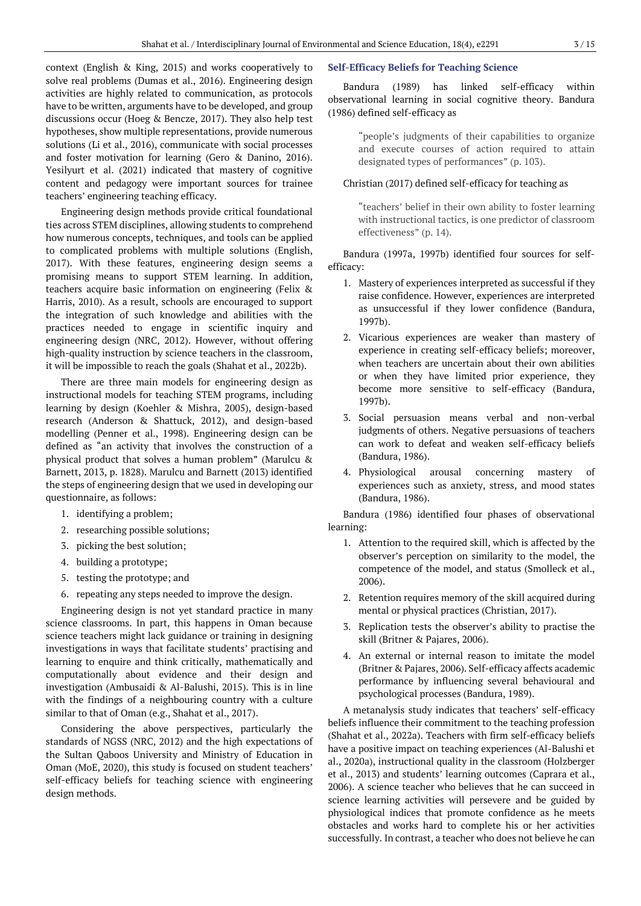context (English & King, 2015) and works cooperatively to solve real problems (Dumas et al., 2016). Engineering design activities are highly related to communication, as protocols have to be written, arguments have to be developed, and group discussions occur (Hoeg & Bencze, 2017). They also help test hypotheses, show multiple representations, provide numerous solutions (Li et al., 2016), communicate with social processes and foster motivation for learning (Gero & Danino, 2016). Yesilyurt et al. (2021) indicated that mastery of cognitive content and pedagogy were important sources for trainee teachers' engineering teaching efficacy.

Engineering design methods provide critical foundational ties across STEM disciplines, allowing students to comprehend how numerous concepts, techniques, and tools can be applied to complicated problems with multiple solutions (English, 2017). With these features, engineering design seems a promising means to support STEM learning. In addition, teachers acquire basic information on engineering (Felix & Harris, 2010). As a result, schools are encouraged to support the integration of such knowledge and abilities with the practices needed to engage in scientific inquiry and engineering design (NRC, 2012). However, without offering high-quality instruction by science teachers in the classroom, it will be impossible to reach the goals (Shahat et al., 2022b).

There are three main models for engineering design as instructional models for teaching STEM programs, including learning by design (Koehler & Mishra, 2005), design-based research (Anderson & Shattuck, 2012), and design-based modelling (Penner et al., 1998). Engineering design can be defined as "an activity that involves the construction of a physical product that solves a human problem" (Marulcu & Barnett, 2013, p. 1828). Marulcu and Barnett (2013) identified the steps of engineering design that we used in developing our questionnaire, as follows:

1. identifying a problem;
2. researching possible solutions;
3. picking the best solution;
4. building a prototype;
5. testing the prototype; and
6. repeating any steps needed to improve the design.

Engineering design is not yet standard practice in many science classrooms. In part, this happens in Oman because science teachers might lack guidance or training in designing investigations in ways that facilitate students' practising and learning to enquire and think critically, mathematically and computationally about evidence and their design and investigation (Ambusaidi & Al-Balushi, 2015). This is in line with the findings of a neighbouring country with a culture similar to that of Oman (e.g., Shahat et al., 2017).

Considering the above perspectives, particularly the standards of NGSS (NRC, 2012) and the high expectations of the Sultan Qaboos University and Ministry of Education in Oman (MoE, 2020), this study is focused on student teachers' self-efficacy beliefs for teaching science with engineering design methods.

## Self-Efficacy Beliefs for Teaching Science

Bandura (1989) has linked self-efficacy within observational learning in social cognitive theory. Bandura (1986) defined self-efficacy as

> "people's judgments of their capabilities to organize and execute courses of action required to attain designated types of performances" (p. 103).

Christian (2017) defined self-efficacy for teaching as

> "teachers' belief in their own ability to foster learning with instructional tactics, is one predictor of classroom effectiveness" (p. 14).

Bandura (1997a, 1997b) identified four sources for self-efficacy:

1. Mastery of experiences interpreted as successful if they raise confidence. However, experiences are interpreted as unsuccessful if they lower confidence (Bandura, 1997b).
2. Vicarious experiences are weaker than mastery of experience in creating self-efficacy beliefs; moreover, when teachers are uncertain about their own abilities or when they have limited prior experience, they become more sensitive to self-efficacy (Bandura, 1997b).
3. Social persuasion means verbal and non-verbal judgments of others. Negative persuasions of teachers can work to defeat and weaken self-efficacy beliefs (Bandura, 1986).
4. Physiological arousal concerning mastery of experiences such as anxiety, stress, and mood states (Bandura, 1986).

Bandura (1986) identified four phases of observational learning:

1. Attention to the required skill, which is affected by the observer's perception on similarity to the model, the competence of the model, and status (Smolleck et al., 2006).
2. Retention requires memory of the skill acquired during mental or physical practices (Christian, 2017).
3. Replication tests the observer's ability to practise the skill (Britner & Pajares, 2006).
4. An external or internal reason to imitate the model (Britner & Pajares, 2006). Self-efficacy affects academic performance by influencing several behavioural and psychological processes (Bandura, 1989).

A metanalysis study indicates that teachers' self-efficacy beliefs influence their commitment to the teaching profession (Shahat et al., 2022a). Teachers with firm self-efficacy beliefs have a positive impact on teaching experiences (Al-Balushi et al., 2020a), instructional quality in the classroom (Holzberger et al., 2013) and students' learning outcomes (Caprara et al., 2006). A science teacher who believes that he can succeed in science learning activities will persevere and be guided by physiological indices that promote confidence as he meets obstacles and works hard to complete his or her activities successfully. In contrast, a teacher who does not believe he can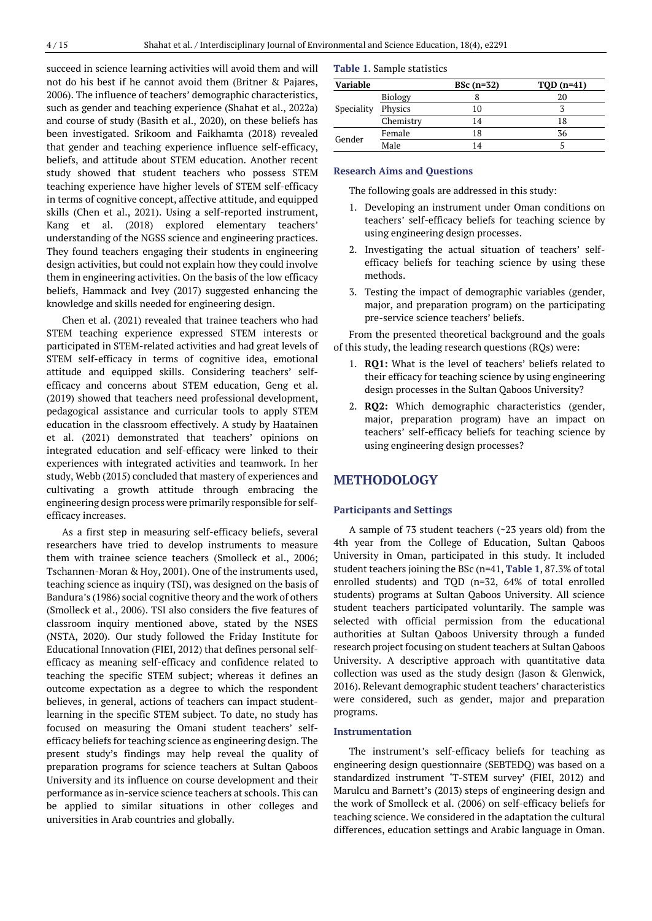succeed in science learning activities will avoid them and will not do his best if he cannot avoid them (Britner & Pajares, 2006). The influence of teachers' demographic characteristics, such as gender and teaching experience (Shahat et al., 2022a) and course of study (Basith et al., 2020), on these beliefs has been investigated. Srikoom and Faikhamta (2018) revealed that gender and teaching experience influence self-efficacy, beliefs, and attitude about STEM education. Another recent study showed that student teachers who possess STEM teaching experience have higher levels of STEM self-efficacy in terms of cognitive concept, affective attitude, and equipped skills (Chen et al., 2021). Using a self-reported instrument, Kang et al. (2018) explored elementary teachers' understanding of the NGSS science and engineering practices. They found teachers engaging their students in engineering design activities, but could not explain how they could involve them in engineering activities. On the basis of the low efficacy beliefs, Hammack and Ivey (2017) suggested enhancing the knowledge and skills needed for engineering design.

Chen et al. (2021) revealed that trainee teachers who had STEM teaching experience expressed STEM interests or participated in STEM-related activities and had great levels of STEM self-efficacy in terms of cognitive idea, emotional attitude and equipped skills. Considering teachers' self-efficacy and concerns about STEM education, Geng et al. (2019) showed that teachers need professional development, pedagogical assistance and curricular tools to apply STEM education in the classroom effectively. A study by Haatainen et al. (2021) demonstrated that teachers' opinions on integrated education and self-efficacy were linked to their experiences with integrated activities and teamwork. In her study, Webb (2015) concluded that mastery of experiences and cultivating a growth attitude through embracing the engineering design process were primarily responsible for self-efficacy increases.

As a first step in measuring self-efficacy beliefs, several researchers have tried to develop instruments to measure them with trainee science teachers (Smolleck et al., 2006; Tschannen-Moran & Hoy, 2001). One of the instruments used, teaching science as inquiry (TSI), was designed on the basis of Bandura's (1986) social cognitive theory and the work of others (Smolleck et al., 2006). TSI also considers the five features of classroom inquiry mentioned above, stated by the NSES (NSTA, 2020). Our study followed the Friday Institute for Educational Innovation (FIEI, 2012) that defines personal self-efficacy as meaning self-efficacy and confidence related to teaching the specific STEM subject; whereas it defines an outcome expectation as a degree to which the respondent believes, in general, actions of teachers can impact student-learning in the specific STEM subject. To date, no study has focused on measuring the Omani student teachers' self-efficacy beliefs for teaching science as engineering design. The present study's findings may help reveal the quality of preparation programs for science teachers at Sultan Qaboos University and its influence on course development and their performance as in-service science teachers at schools. This can be applied to similar situations in other colleges and universities in Arab countries and globally.

**Table 1.** Sample statistics

| Variable | | BSc (n=32) | TQD (n=41) |
|---|---|---|---|
| Speciality | Biology | 8 | 20 |
| | Physics | 10 | 3 |
| | Chemistry | 14 | 18 |
| Gender | Female | 18 | 36 |
| | Male | 14 | 5 |

### Research Aims and Questions

The following goals are addressed in this study:

1. Developing an instrument under Oman conditions on teachers' self-efficacy beliefs for teaching science by using engineering design processes.
2. Investigating the actual situation of teachers' self-efficacy beliefs for teaching science by using these methods.
3. Testing the impact of demographic variables (gender, major, and preparation program) on the participating pre-service science teachers' beliefs.

From the presented theoretical background and the goals of this study, the leading research questions (RQs) were:

1. **RQ1:** What is the level of teachers' beliefs related to their efficacy for teaching science by using engineering design processes in the Sultan Qaboos University?
2. **RQ2:** Which demographic characteristics (gender, major, preparation program) have an impact on teachers' self-efficacy beliefs for teaching science by using engineering design processes?

## METHODOLOGY

### Participants and Settings

A sample of 73 student teachers (~23 years old) from the 4th year from the College of Education, Sultan Qaboos University in Oman, participated in this study. It included student teachers joining the BSc (n=41, **Table 1**, 87.3% of total enrolled students) and TQD (n=32, 64% of total enrolled students) programs at Sultan Qaboos University. All science student teachers participated voluntarily. The sample was selected with official permission from the educational authorities at Sultan Qaboos University through a funded research project focusing on student teachers at Sultan Qaboos University. A descriptive approach with quantitative data collection was used as the study design (Jason & Glenwick, 2016). Relevant demographic student teachers' characteristics were considered, such as gender, major and preparation programs.

### Instrumentation

The instrument's self-efficacy beliefs for teaching as engineering design questionnaire (SEBTEDQ) was based on a standardized instrument 'T-STEM survey' (FIEI, 2012) and Marulcu and Barnett's (2013) steps of engineering design and the work of Smolleck et al. (2006) on self-efficacy beliefs for teaching science. We considered in the adaptation the cultural differences, education settings and Arabic language in Oman.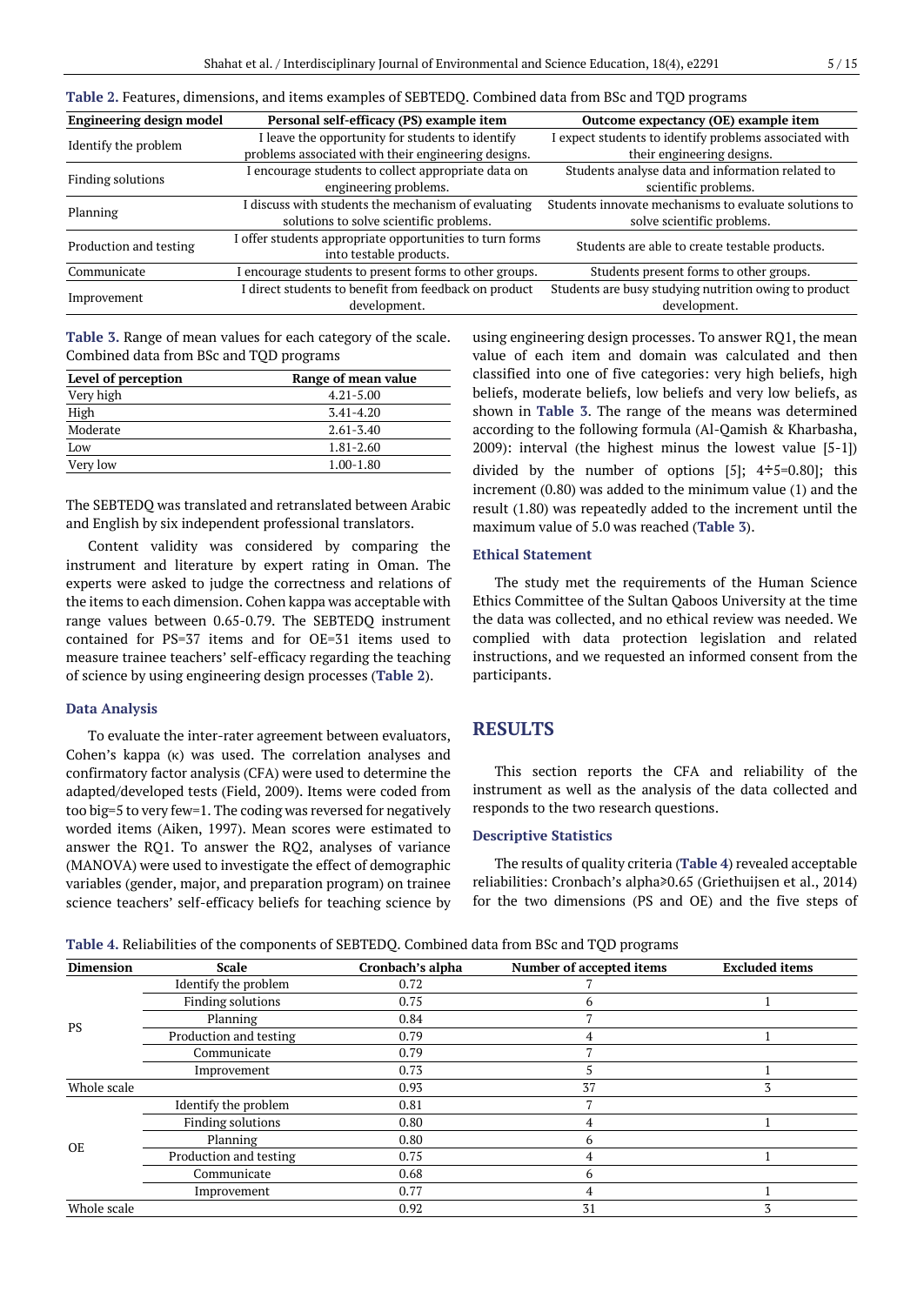**Table 2.** Features, dimensions, and items examples of SEBTEDQ. Combined data from BSc and TQD programs

| Engineering design model | Personal self-efficacy (PS) example item | Outcome expectancy (OE) example item |
|---|---|---|
| Identify the problem | I leave the opportunity for students to identify problems associated with their engineering designs. | I expect students to identify problems associated with their engineering designs. |
| Finding solutions | I encourage students to collect appropriate data on engineering problems. | Students analyse data and information related to scientific problems. |
| Planning | I discuss with students the mechanism of evaluating solutions to solve scientific problems. | Students innovate mechanisms to evaluate solutions to solve scientific problems. |
| Production and testing | I offer students appropriate opportunities to turn forms into testable products. | Students are able to create testable products. |
| Communicate | I encourage students to present forms to other groups. | Students present forms to other groups. |
| Improvement | I direct students to benefit from feedback on product development. | Students are busy studying nutrition owing to product development. |

**Table 3.** Range of mean values for each category of the scale. Combined data from BSc and TQD programs

| Level of perception | Range of mean value |
|---|---|
| Very high | 4.21-5.00 |
| High | 3.41-4.20 |
| Moderate | 2.61-3.40 |
| Low | 1.81-2.60 |
| Very low | 1.00-1.80 |

The SEBTEDQ was translated and retranslated between Arabic and English by six independent professional translators.

Content validity was considered by comparing the instrument and literature by expert rating in Oman. The experts were asked to judge the correctness and relations of the items to each dimension. Cohen kappa was acceptable with range values between 0.65-0.79. The SEBTEDQ instrument contained for PS=37 items and for OE=31 items used to measure trainee teachers' self-efficacy regarding the teaching of science by using engineering design processes (**Table 2**).

### Data Analysis

To evaluate the inter-rater agreement between evaluators, Cohen's kappa (κ) was used. The correlation analyses and confirmatory factor analysis (CFA) were used to determine the adapted/developed tests (Field, 2009). Items were coded from too big=5 to very few=1. The coding was reversed for negatively worded items (Aiken, 1997). Mean scores were estimated to answer the RQ1. To answer the RQ2, analyses of variance (MANOVA) were used to investigate the effect of demographic variables (gender, major, and preparation program) on trainee science teachers' self-efficacy beliefs for teaching science by using engineering design processes. To answer RQ1, the mean value of each item and domain was calculated and then classified into one of five categories: very high beliefs, high beliefs, moderate beliefs, low beliefs and very low beliefs, as shown in **Table 3**. The range of the means was determined according to the following formula (Al-Qamish & Kharbasha, 2009): interval (the highest minus the lowest value [5-1]) divided by the number of options [5]; 4÷5=0.80]; this increment (0.80) was added to the minimum value (1) and the result (1.80) was repeatedly added to the increment until the maximum value of 5.0 was reached (**Table 3**).

### Ethical Statement

The study met the requirements of the Human Science Ethics Committee of the Sultan Qaboos University at the time the data was collected, and no ethical review was needed. We complied with data protection legislation and related instructions, and we requested an informed consent from the participants.

## RESULTS

This section reports the CFA and reliability of the instrument as well as the analysis of the data collected and responds to the two research questions.

### Descriptive Statistics

The results of quality criteria (**Table 4**) revealed acceptable reliabilities: Cronbach's alpha⩾0.65 (Griethuijsen et al., 2014) for the two dimensions (PS and OE) and the five steps of

**Table 4.** Reliabilities of the components of SEBTEDQ. Combined data from BSc and TQD programs

| Dimension | Scale | Cronbach's alpha | Number of accepted items | Excluded items |
|---|---|---|---|---|
| PS | Identify the problem | 0.72 | 7 | |
| | Finding solutions | 0.75 | 6 | 1 |
| | Planning | 0.84 | 7 | |
| | Production and testing | 0.79 | 4 | 1 |
| | Communicate | 0.79 | 7 | |
| | Improvement | 0.73 | 5 | 1 |
| Whole scale | | 0.93 | 37 | 3 |
| OE | Identify the problem | 0.81 | 7 | |
| | Finding solutions | 0.80 | 4 | 1 |
| | Planning | 0.80 | 6 | |
| | Production and testing | 0.75 | 4 | 1 |
| | Communicate | 0.68 | 6 | |
| | Improvement | 0.77 | 4 | 1 |
| Whole scale | | 0.92 | 31 | 3 |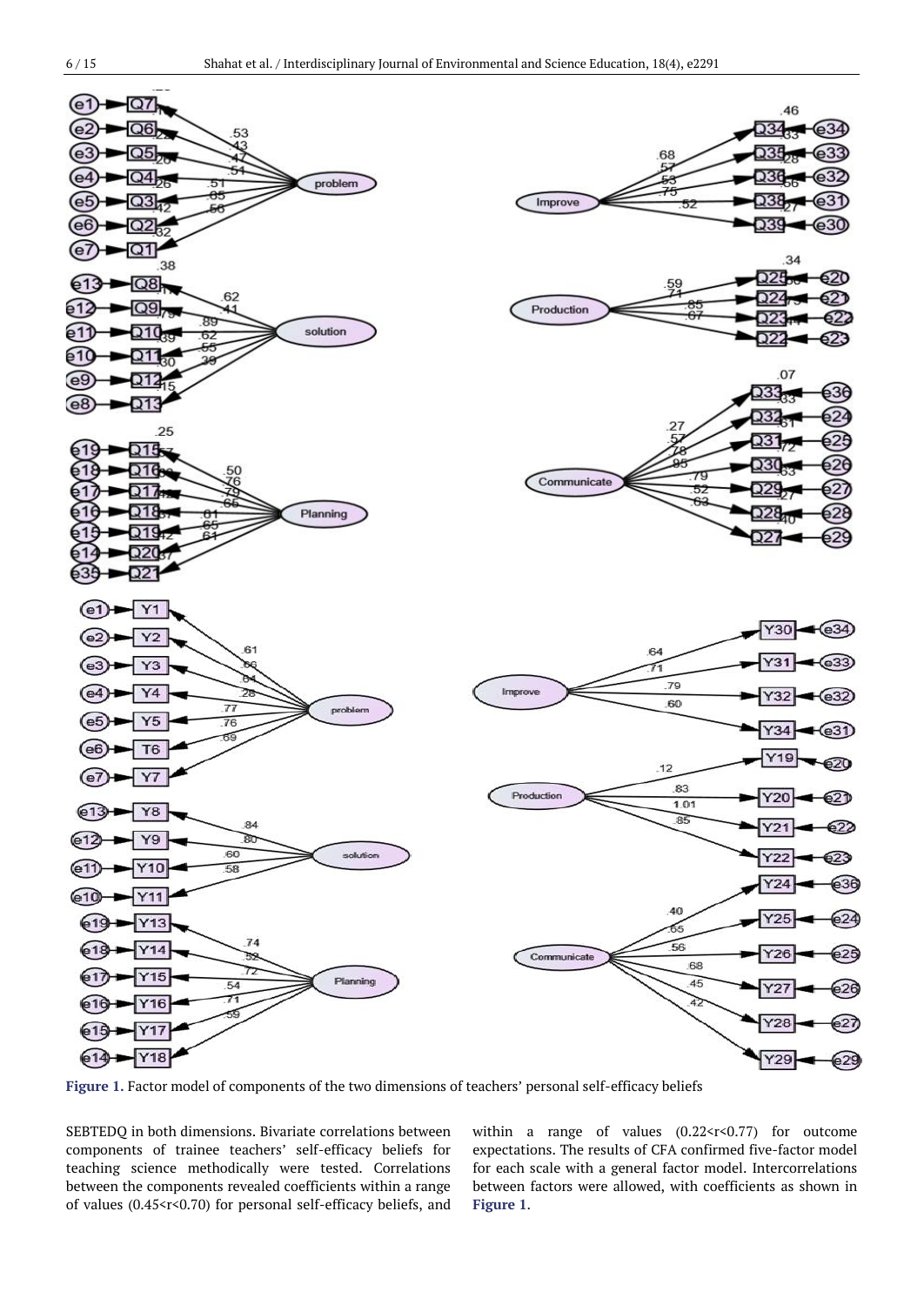**Figure 1.** Factor model of components of the two dimensions of teachers' personal self-efficacy beliefs

SEBTEDQ in both dimensions. Bivariate correlations between components of trainee teachers' self-efficacy beliefs for teaching science methodically were tested. Correlations between the components revealed coefficients within a range of values (0.45<r<0.70) for personal self-efficacy beliefs, and within a range of values (0.22<r<0.77) for outcome expectations. The results of CFA confirmed five-factor model for each scale with a general factor model. Intercorrelations between factors were allowed, with coefficients as shown in **Figure 1**.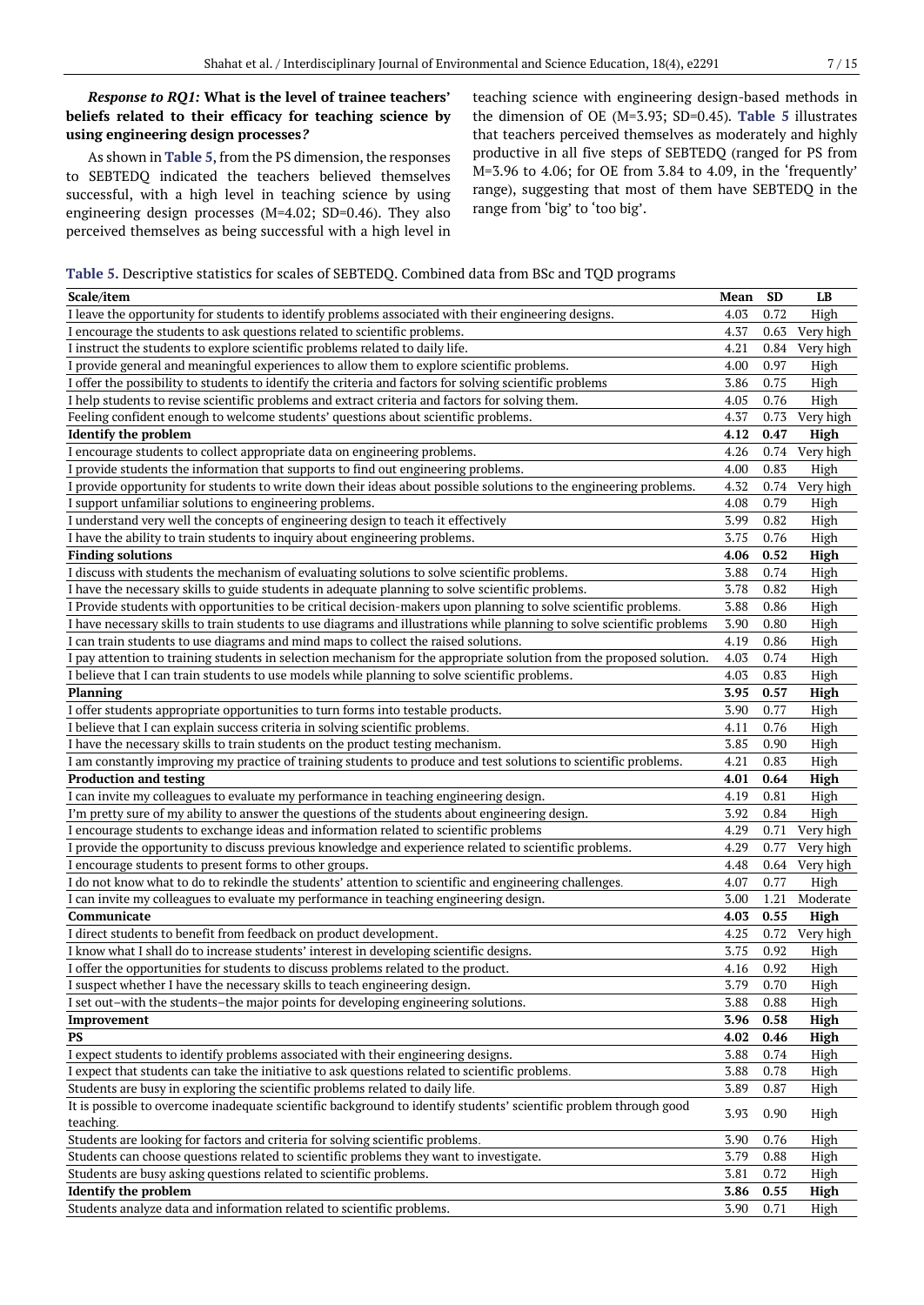***Response to RQ1:*** **What is the level of trainee teachers' beliefs related to their efficacy for teaching science by using engineering design processes*?***

As shown in **Table 5**, from the PS dimension, the responses to SEBTEDQ indicated the teachers believed themselves successful, with a high level in teaching science by using engineering design processes (M=4.02; SD=0.46). They also perceived themselves as being successful with a high level in teaching science with engineering design-based methods in the dimension of OE (M=3.93; SD=0.45). **Table 5** illustrates that teachers perceived themselves as moderately and highly productive in all five steps of SEBTEDQ (ranged for PS from M=3.96 to 4.06; for OE from 3.84 to 4.09, in the 'frequently' range), suggesting that most of them have SEBTEDQ in the range from 'big' to 'too big'.

**Table 5.** Descriptive statistics for scales of SEBTEDQ. Combined data from BSc and TQD programs

| Scale/item | Mean | SD | LB |
|---|---|---|---|
| I leave the opportunity for students to identify problems associated with their engineering designs. | 4.03 | 0.72 | High |
| I encourage the students to ask questions related to scientific problems. | 4.37 | 0.63 | Very high |
| I instruct the students to explore scientific problems related to daily life. | 4.21 | 0.84 | Very high |
| I provide general and meaningful experiences to allow them to explore scientific problems. | 4.00 | 0.97 | High |
| I offer the possibility to students to identify the criteria and factors for solving scientific problems | 3.86 | 0.75 | High |
| I help students to revise scientific problems and extract criteria and factors for solving them. | 4.05 | 0.76 | High |
| Feeling confident enough to welcome students' questions about scientific problems. | 4.37 | 0.73 | Very high |
| **Identify the problem** | **4.12** | **0.47** | **High** |
| I encourage students to collect appropriate data on engineering problems. | 4.26 | 0.74 | Very high |
| I provide students the information that supports to find out engineering problems. | 4.00 | 0.83 | High |
| I provide opportunity for students to write down their ideas about possible solutions to the engineering problems. | 4.32 | 0.74 | Very high |
| I support unfamiliar solutions to engineering problems. | 4.08 | 0.79 | High |
| I understand very well the concepts of engineering design to teach it effectively | 3.99 | 0.82 | High |
| I have the ability to train students to inquiry about engineering problems. | 3.75 | 0.76 | High |
| **Finding solutions** | **4.06** | **0.52** | **High** |
| I discuss with students the mechanism of evaluating solutions to solve scientific problems. | 3.88 | 0.74 | High |
| I have the necessary skills to guide students in adequate planning to solve scientific problems. | 3.78 | 0.82 | High |
| I Provide students with opportunities to be critical decision-makers upon planning to solve scientific problems. | 3.88 | 0.86 | High |
| I have necessary skills to train students to use diagrams and illustrations while planning to solve scientific problems | 3.90 | 0.80 | High |
| I can train students to use diagrams and mind maps to collect the raised solutions. | 4.19 | 0.86 | High |
| I pay attention to training students in selection mechanism for the appropriate solution from the proposed solution. | 4.03 | 0.74 | High |
| I believe that I can train students to use models while planning to solve scientific problems. | 4.03 | 0.83 | High |
| **Planning** | **3.95** | **0.57** | **High** |
| I offer students appropriate opportunities to turn forms into testable products. | 3.90 | 0.77 | High |
| I believe that I can explain success criteria in solving scientific problems. | 4.11 | 0.76 | High |
| I have the necessary skills to train students on the product testing mechanism. | 3.85 | 0.90 | High |
| I am constantly improving my practice of training students to produce and test solutions to scientific problems. | 4.21 | 0.83 | High |
| **Production and testing** | **4.01** | **0.64** | **High** |
| I can invite my colleagues to evaluate my performance in teaching engineering design. | 4.19 | 0.81 | High |
| I'm pretty sure of my ability to answer the questions of the students about engineering design. | 3.92 | 0.84 | High |
| I encourage students to exchange ideas and information related to scientific problems | 4.29 | 0.71 | Very high |
| I provide the opportunity to discuss previous knowledge and experience related to scientific problems. | 4.29 | 0.77 | Very high |
| I encourage students to present forms to other groups. | 4.48 | 0.64 | Very high |
| I do not know what to do to rekindle the students' attention to scientific and engineering challenges. | 4.07 | 0.77 | High |
| I can invite my colleagues to evaluate my performance in teaching engineering design. | 3.00 | 1.21 | Moderate |
| **Communicate** | **4.03** | **0.55** | **High** |
| I direct students to benefit from feedback on product development. | 4.25 | 0.72 | Very high |
| I know what I shall do to increase students' interest in developing scientific designs. | 3.75 | 0.92 | High |
| I offer the opportunities for students to discuss problems related to the product. | 4.16 | 0.92 | High |
| I suspect whether I have the necessary skills to teach engineering design. | 3.79 | 0.70 | High |
| I set out–with the students–the major points for developing engineering solutions. | 3.88 | 0.88 | High |
| **Improvement** | **3.96** | **0.58** | **High** |
| **PS** | **4.02** | **0.46** | **High** |
| I expect students to identify problems associated with their engineering designs. | 3.88 | 0.74 | High |
| I expect that students can take the initiative to ask questions related to scientific problems. | 3.88 | 0.78 | High |
| Students are busy in exploring the scientific problems related to daily life. | 3.89 | 0.87 | High |
| It is possible to overcome inadequate scientific background to identify students' scientific problem through good teaching. | 3.93 | 0.90 | High |
| Students are looking for factors and criteria for solving scientific problems. | 3.90 | 0.76 | High |
| Students can choose questions related to scientific problems they want to investigate. | 3.79 | 0.88 | High |
| Students are busy asking questions related to scientific problems. | 3.81 | 0.72 | High |
| **Identify the problem** | **3.86** | **0.55** | **High** |
| Students analyze data and information related to scientific problems. | 3.90 | 0.71 | High |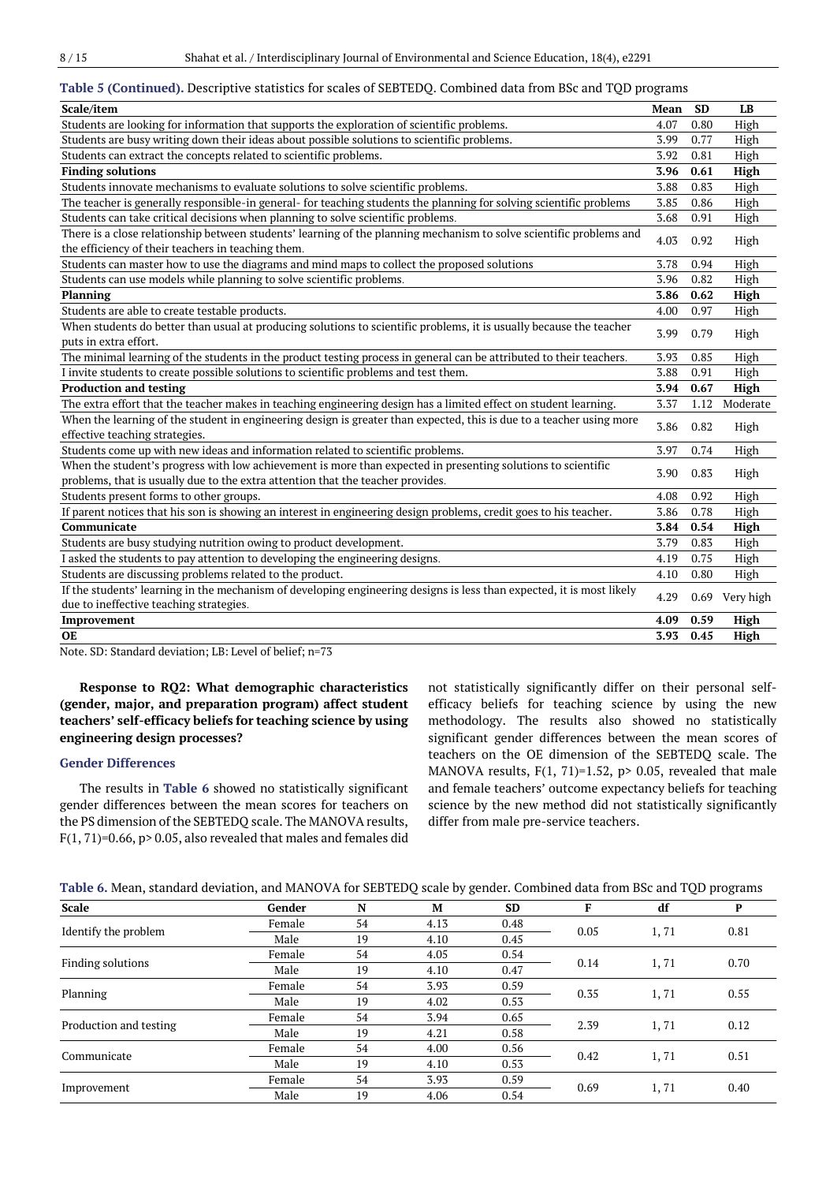**Table 5 (Continued).** Descriptive statistics for scales of SEBTEDQ. Combined data from BSc and TQD programs

| Scale/item | Mean | SD | LB |
|---|---|---|---|
| Students are looking for information that supports the exploration of scientific problems. | 4.07 | 0.80 | High |
| Students are busy writing down their ideas about possible solutions to scientific problems. | 3.99 | 0.77 | High |
| Students can extract the concepts related to scientific problems. | 3.92 | 0.81 | High |
| **Finding solutions** | **3.96** | **0.61** | **High** |
| Students innovate mechanisms to evaluate solutions to solve scientific problems. | 3.88 | 0.83 | High |
| The teacher is generally responsible-in general- for teaching students the planning for solving scientific problems | 3.85 | 0.86 | High |
| Students can take critical decisions when planning to solve scientific problems. | 3.68 | 0.91 | High |
| There is a close relationship between students' learning of the planning mechanism to solve scientific problems and the efficiency of their teachers in teaching them. | 4.03 | 0.92 | High |
| Students can master how to use the diagrams and mind maps to collect the proposed solutions | 3.78 | 0.94 | High |
| Students can use models while planning to solve scientific problems. | 3.96 | 0.82 | High |
| **Planning** | **3.86** | **0.62** | **High** |
| Students are able to create testable products. | 4.00 | 0.97 | High |
| When students do better than usual at producing solutions to scientific problems, it is usually because the teacher puts in extra effort. | 3.99 | 0.79 | High |
| The minimal learning of the students in the product testing process in general can be attributed to their teachers. | 3.93 | 0.85 | High |
| I invite students to create possible solutions to scientific problems and test them. | 3.88 | 0.91 | High |
| **Production and testing** | **3.94** | **0.67** | **High** |
| The extra effort that the teacher makes in teaching engineering design has a limited effect on student learning. | 3.37 | 1.12 | Moderate |
| When the learning of the student in engineering design is greater than expected, this is due to a teacher using more effective teaching strategies. | 3.86 | 0.82 | High |
| Students come up with new ideas and information related to scientific problems. | 3.97 | 0.74 | High |
| When the student's progress with low achievement is more than expected in presenting solutions to scientific problems, that is usually due to the extra attention that the teacher provides. | 3.90 | 0.83 | High |
| Students present forms to other groups. | 4.08 | 0.92 | High |
| If parent notices that his son is showing an interest in engineering design problems, credit goes to his teacher. | 3.86 | 0.78 | High |
| **Communicate** | **3.84** | **0.54** | **High** |
| Students are busy studying nutrition owing to product development. | 3.79 | 0.83 | High |
| I asked the students to pay attention to developing the engineering designs. | 4.19 | 0.75 | High |
| Students are discussing problems related to the product. | 4.10 | 0.80 | High |
| If the students' learning in the mechanism of developing engineering designs is less than expected, it is most likely due to ineffective teaching strategies. | 4.29 | 0.69 | Very high |
| **Improvement** | **4.09** | **0.59** | **High** |
| **OE** | **3.93** | **0.45** | **High** |

Note. SD: Standard deviation; LB: Level of belief; n=73

**Response to RQ2: What demographic characteristics (gender, major, and preparation program) affect student teachers' self-efficacy beliefs for teaching science by using engineering design processes?**

### Gender Differences

The results in **Table 6** showed no statistically significant gender differences between the mean scores for teachers on the PS dimension of the SEBTEDQ scale. The MANOVA results, $F(1, 71)=0.66$, $p> 0.05$, also revealed that males and females did not statistically significantly differ on their personal self-efficacy beliefs for teaching science by using the new methodology. The results also showed no statistically significant gender differences between the mean scores of teachers on the OE dimension of the SEBTEDQ scale. The MANOVA results, $F(1, 71)=1.52$, $p> 0.05$, revealed that male and female teachers' outcome expectancy beliefs for teaching science by the new method did not statistically significantly differ from male pre-service teachers.

**Table 6.** Mean, standard deviation, and MANOVA for SEBTEDQ scale by gender. Combined data from BSc and TQD programs

| Scale | Gender | N | M | SD | F | df | P |
|---|---|---|---|---|---|---|---|
| Identify the problem | Female | 54 | 4.13 | 0.48 | 0.05 | 1, 71 | 0.81 |
| | Male | 19 | 4.10 | 0.45 | | | |
| Finding solutions | Female | 54 | 4.05 | 0.54 | 0.14 | 1, 71 | 0.70 |
| | Male | 19 | 4.10 | 0.47 | | | |
| Planning | Female | 54 | 3.93 | 0.59 | 0.35 | 1, 71 | 0.55 |
| | Male | 19 | 4.02 | 0.53 | | | |
| Production and testing | Female | 54 | 3.94 | 0.65 | 2.39 | 1, 71 | 0.12 |
| | Male | 19 | 4.21 | 0.58 | | | |
| Communicate | Female | 54 | 4.00 | 0.56 | 0.42 | 1, 71 | 0.51 |
| | Male | 19 | 4.10 | 0.53 | | | |
| Improvement | Female | 54 | 3.93 | 0.59 | 0.69 | 1, 71 | 0.40 |
| | Male | 19 | 4.06 | 0.54 | | | |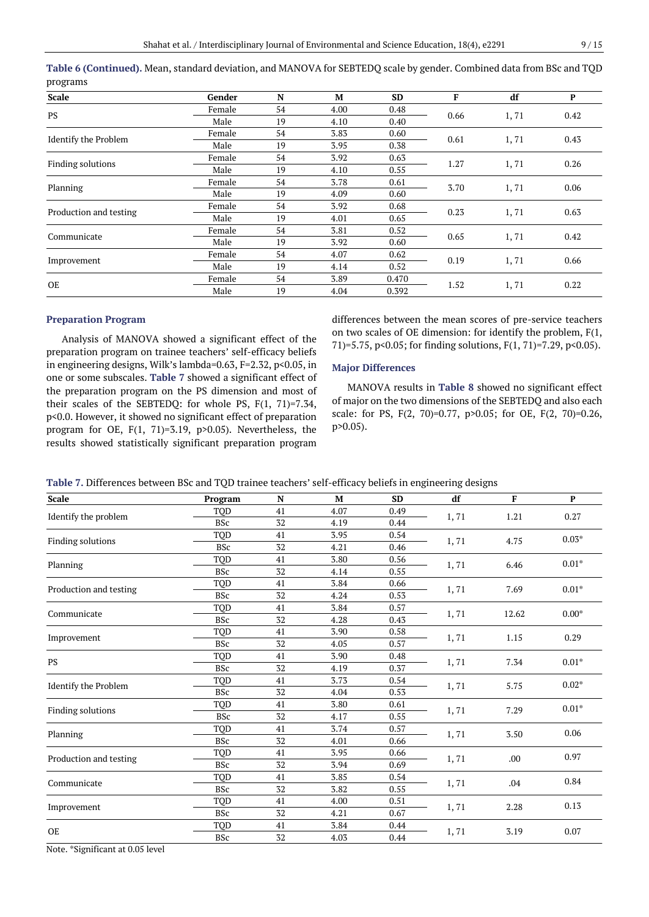**Table 6 (Continued).** Mean, standard deviation, and MANOVA for SEBTEDQ scale by gender. Combined data from BSc and TQD programs

| Scale | Gender | N | M | SD | F | df | P |
|---|---|---|---|---|---|---|---|
| PS | Female | 54 | 4.00 | 0.48 | 0.66 | 1, 71 | 0.42 |
| | Male | 19 | 4.10 | 0.40 | | | |
| Identify the Problem | Female | 54 | 3.83 | 0.60 | 0.61 | 1, 71 | 0.43 |
| | Male | 19 | 3.95 | 0.38 | | | |
| Finding solutions | Female | 54 | 3.92 | 0.63 | 1.27 | 1, 71 | 0.26 |
| | Male | 19 | 4.10 | 0.55 | | | |
| Planning | Female | 54 | 3.78 | 0.61 | 3.70 | 1, 71 | 0.06 |
| | Male | 19 | 4.09 | 0.60 | | | |
| Production and testing | Female | 54 | 3.92 | 0.68 | 0.23 | 1, 71 | 0.63 |
| | Male | 19 | 4.01 | 0.65 | | | |
| Communicate | Female | 54 | 3.81 | 0.52 | 0.65 | 1, 71 | 0.42 |
| | Male | 19 | 3.92 | 0.60 | | | |
| Improvement | Female | 54 | 4.07 | 0.62 | 0.19 | 1, 71 | 0.66 |
| | Male | 19 | 4.14 | 0.52 | | | |
| OE | Female | 54 | 3.89 | 0.470 | 1.52 | 1, 71 | 0.22 |
| | Male | 19 | 4.04 | 0.392 | | | |

### Preparation Program

Analysis of MANOVA showed a significant effect of the preparation program on trainee teachers' self-efficacy beliefs in engineering designs, Wilk's lambda=0.63, F=2.32, p<0.05, in one or some subscales. **Table 7** showed a significant effect of the preparation program on the PS dimension and most of their scales of the SEBTEDQ: for whole PS, F(1, 71)=7.34, p<0.0. However, it showed no significant effect of preparation program for OE, F(1, 71)=3.19, p>0.05). Nevertheless, the results showed statistically significant preparation program differences between the mean scores of pre-service teachers on two scales of OE dimension: for identify the problem, F(1, 71)=5.75, p<0.05; for finding solutions, F(1, 71)=7.29, p<0.05).

### Major Differences

MANOVA results in **Table 8** showed no significant effect of major on the two dimensions of the SEBTEDQ and also each scale: for PS, F(2, 70)=0.77, p>0.05; for OE, F(2, 70)=0.26, p>0.05).

**Table 7.** Differences between BSc and TQD trainee teachers' self-efficacy beliefs in engineering designs

| Scale | Program | N | M | SD | df | F | P |
|---|---|---|---|---|---|---|---|
| Identify the problem | TQD | 41 | 4.07 | 0.49 | 1, 71 | 1.21 | 0.27 |
| | BSc | 32 | 4.19 | 0.44 | | | |
| Finding solutions | TQD | 41 | 3.95 | 0.54 | 1, 71 | 4.75 | 0.03* |
| | BSc | 32 | 4.21 | 0.46 | | | |
| Planning | TQD | 41 | 3.80 | 0.56 | 1, 71 | 6.46 | 0.01* |
| | BSc | 32 | 4.14 | 0.55 | | | |
| Production and testing | TQD | 41 | 3.84 | 0.66 | 1, 71 | 7.69 | 0.01* |
| | BSc | 32 | 4.24 | 0.53 | | | |
| Communicate | TQD | 41 | 3.84 | 0.57 | 1, 71 | 12.62 | 0.00* |
| | BSc | 32 | 4.28 | 0.43 | | | |
| Improvement | TQD | 41 | 3.90 | 0.58 | 1, 71 | 1.15 | 0.29 |
| | BSc | 32 | 4.05 | 0.57 | | | |
| PS | TQD | 41 | 3.90 | 0.48 | 1, 71 | 7.34 | 0.01* |
| | BSc | 32 | 4.19 | 0.37 | | | |
| Identify the Problem | TQD | 41 | 3.73 | 0.54 | 1, 71 | 5.75 | 0.02* |
| | BSc | 32 | 4.04 | 0.53 | | | |
| Finding solutions | TQD | 41 | 3.80 | 0.61 | 1, 71 | 7.29 | 0.01* |
| | BSc | 32 | 4.17 | 0.55 | | | |
| Planning | TQD | 41 | 3.74 | 0.57 | 1, 71 | 3.50 | 0.06 |
| | BSc | 32 | 4.01 | 0.66 | | | |
| Production and testing | TQD | 41 | 3.95 | 0.66 | 1, 71 | .00 | 0.97 |
| | BSc | 32 | 3.94 | 0.69 | | | |
| Communicate | TQD | 41 | 3.85 | 0.54 | 1, 71 | .04 | 0.84 |
| | BSc | 32 | 3.82 | 0.55 | | | |
| Improvement | TQD | 41 | 4.00 | 0.51 | 1, 71 | 2.28 | 0.13 |
| | BSc | 32 | 4.21 | 0.67 | | | |
| OE | TQD | 41 | 3.84 | 0.44 | 1, 71 | 3.19 | 0.07 |
| | BSc | 32 | 4.03 | 0.44 | | | |

Note. *Significant at 0.05 level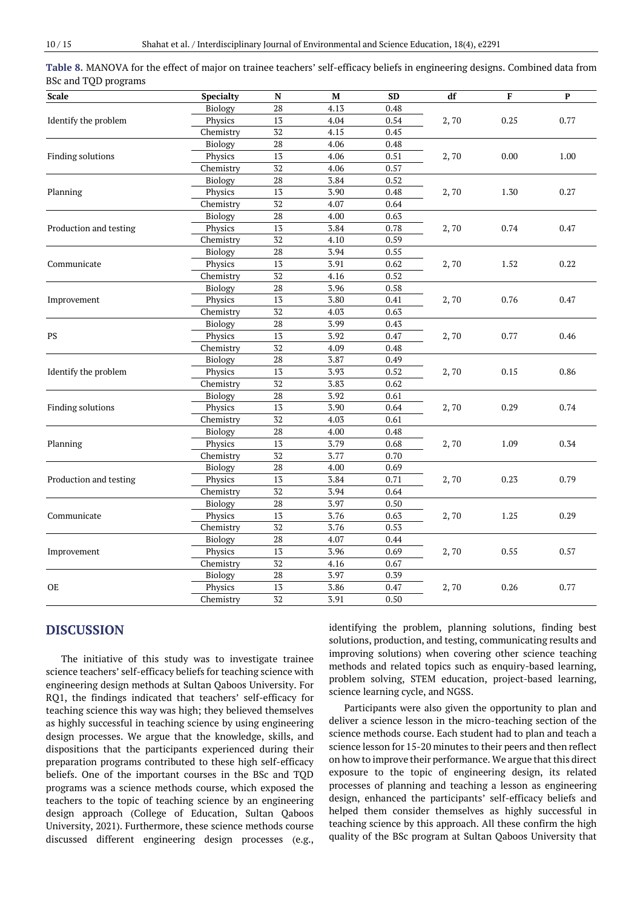**Table 8.** MANOVA for the effect of major on trainee teachers' self-efficacy beliefs in engineering designs. Combined data from BSc and TQD programs

| Scale | Specialty | N | M | SD | df | F | P |
|---|---|---|---|---|---|---|---|
| Identify the problem | Biology | 28 | 4.13 | 0.48 | 2, 70 | 0.25 | 0.77 |
| | Physics | 13 | 4.04 | 0.54 | | | |
| | Chemistry | 32 | 4.15 | 0.45 | | | |
| Finding solutions | Biology | 28 | 4.06 | 0.48 | 2, 70 | 0.00 | 1.00 |
| | Physics | 13 | 4.06 | 0.51 | | | |
| | Chemistry | 32 | 4.06 | 0.57 | | | |
| Planning | Biology | 28 | 3.84 | 0.52 | 2, 70 | 1.30 | 0.27 |
| | Physics | 13 | 3.90 | 0.48 | | | |
| | Chemistry | 32 | 4.07 | 0.64 | | | |
| Production and testing | Biology | 28 | 4.00 | 0.63 | 2, 70 | 0.74 | 0.47 |
| | Physics | 13 | 3.84 | 0.78 | | | |
| | Chemistry | 32 | 4.10 | 0.59 | | | |
| Communicate | Biology | 28 | 3.94 | 0.55 | 2, 70 | 1.52 | 0.22 |
| | Physics | 13 | 3.91 | 0.62 | | | |
| | Chemistry | 32 | 4.16 | 0.52 | | | |
| Improvement | Biology | 28 | 3.96 | 0.58 | 2, 70 | 0.76 | 0.47 |
| | Physics | 13 | 3.80 | 0.41 | | | |
| | Chemistry | 32 | 4.03 | 0.63 | | | |
| PS | Biology | 28 | 3.99 | 0.43 | 2, 70 | 0.77 | 0.46 |
| | Physics | 13 | 3.92 | 0.47 | | | |
| | Chemistry | 32 | 4.09 | 0.48 | | | |
| Identify the problem | Biology | 28 | 3.87 | 0.49 | 2, 70 | 0.15 | 0.86 |
| | Physics | 13 | 3.93 | 0.52 | | | |
| | Chemistry | 32 | 3.83 | 0.62 | | | |
| Finding solutions | Biology | 28 | 3.92 | 0.61 | 2, 70 | 0.29 | 0.74 |
| | Physics | 13 | 3.90 | 0.64 | | | |
| | Chemistry | 32 | 4.03 | 0.61 | | | |
| Planning | Biology | 28 | 4.00 | 0.48 | 2, 70 | 1.09 | 0.34 |
| | Physics | 13 | 3.79 | 0.68 | | | |
| | Chemistry | 32 | 3.77 | 0.70 | | | |
| Production and testing | Biology | 28 | 4.00 | 0.69 | 2, 70 | 0.23 | 0.79 |
| | Physics | 13 | 3.84 | 0.71 | | | |
| | Chemistry | 32 | 3.94 | 0.64 | | | |
| Communicate | Biology | 28 | 3.97 | 0.50 | 2, 70 | 1.25 | 0.29 |
| | Physics | 13 | 3.76 | 0.63 | | | |
| | Chemistry | 32 | 3.76 | 0.53 | | | |
| Improvement | Biology | 28 | 4.07 | 0.44 | 2, 70 | 0.55 | 0.57 |
| | Physics | 13 | 3.96 | 0.69 | | | |
| | Chemistry | 32 | 4.16 | 0.67 | | | |
| OE | Biology | 28 | 3.97 | 0.39 | 2, 70 | 0.26 | 0.77 |
| | Physics | 13 | 3.86 | 0.47 | | | |
| | Chemistry | 32 | 3.91 | 0.50 | | | |

## DISCUSSION

The initiative of this study was to investigate trainee science teachers' self-efficacy beliefs for teaching science with engineering design methods at Sultan Qaboos University. For RQ1, the findings indicated that teachers' self-efficacy for teaching science this way was high; they believed themselves as highly successful in teaching science by using engineering design processes. We argue that the knowledge, skills, and dispositions that the participants experienced during their preparation programs contributed to these high self-efficacy beliefs. One of the important courses in the BSc and TQD programs was a science methods course, which exposed the teachers to the topic of teaching science by an engineering design approach (College of Education, Sultan Qaboos University, 2021). Furthermore, these science methods course discussed different engineering design processes (e.g., identifying the problem, planning solutions, finding best solutions, production, and testing, communicating results and improving solutions) when covering other science teaching methods and related topics such as enquiry-based learning, problem solving, STEM education, project-based learning, science learning cycle, and NGSS.

Participants were also given the opportunity to plan and deliver a science lesson in the micro-teaching section of the science methods course. Each student had to plan and teach a science lesson for 15-20 minutes to their peers and then reflect on how to improve their performance. We argue that this direct exposure to the topic of engineering design, its related processes of planning and teaching a lesson as engineering design, enhanced the participants' self-efficacy beliefs and helped them consider themselves as highly successful in teaching science by this approach. All these confirm the high quality of the BSc program at Sultan Qaboos University that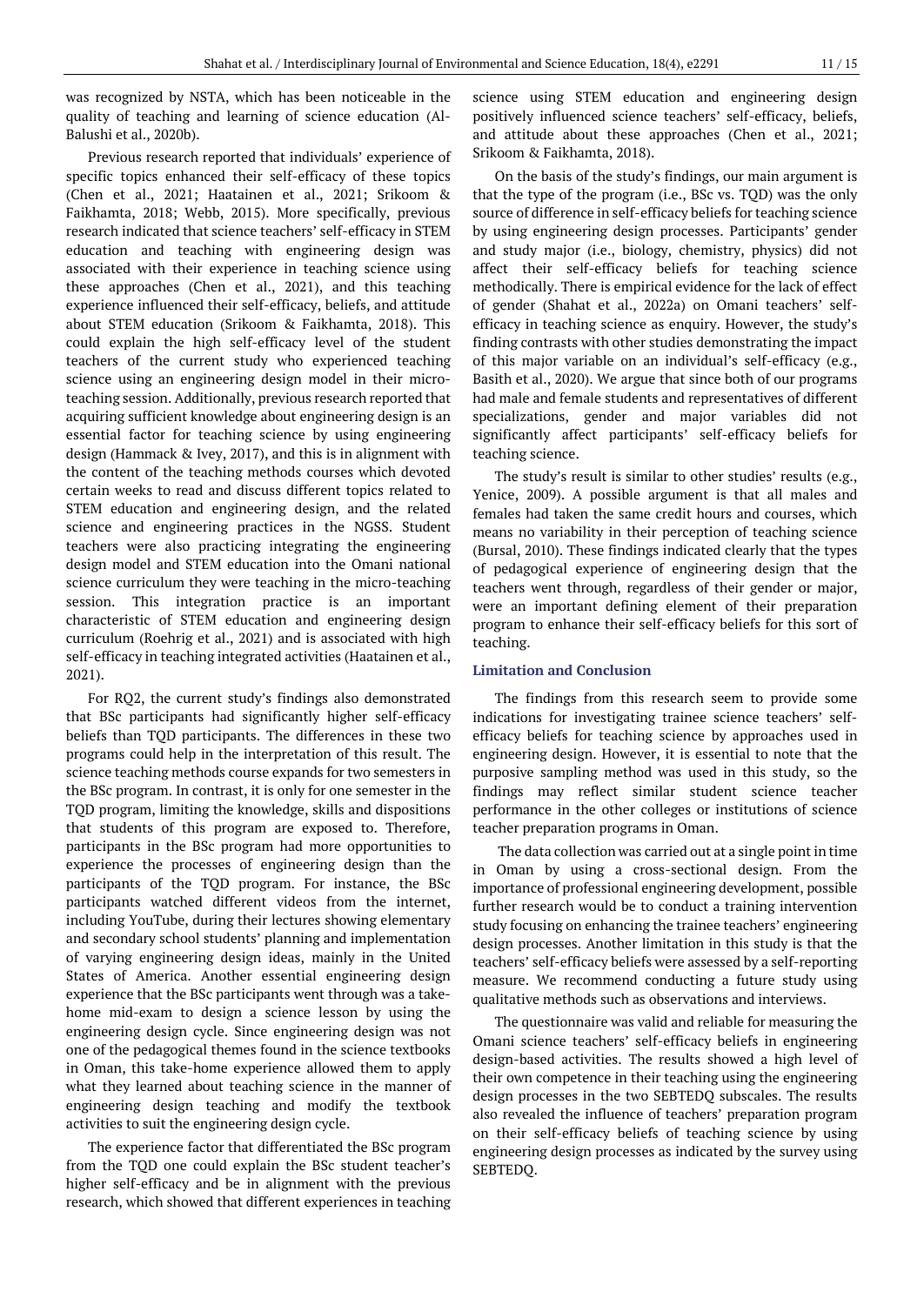was recognized by NSTA, which has been noticeable in the quality of teaching and learning of science education (Al-Balushi et al., 2020b).

Previous research reported that individuals' experience of specific topics enhanced their self-efficacy of these topics (Chen et al., 2021; Haatainen et al., 2021; Srikoom & Faikhamta, 2018; Webb, 2015). More specifically, previous research indicated that science teachers' self-efficacy in STEM education and teaching with engineering design was associated with their experience in teaching science using these approaches (Chen et al., 2021), and this teaching experience influenced their self-efficacy, beliefs, and attitude about STEM education (Srikoom & Faikhamta, 2018). This could explain the high self-efficacy level of the student teachers of the current study who experienced teaching science using an engineering design model in their micro-teaching session. Additionally, previous research reported that acquiring sufficient knowledge about engineering design is an essential factor for teaching science by using engineering design (Hammack & Ivey, 2017), and this is in alignment with the content of the teaching methods courses which devoted certain weeks to read and discuss different topics related to STEM education and engineering design, and the related science and engineering practices in the NGSS. Student teachers were also practicing integrating the engineering design model and STEM education into the Omani national science curriculum they were teaching in the micro-teaching session. This integration practice is an important characteristic of STEM education and engineering design curriculum (Roehrig et al., 2021) and is associated with high self-efficacy in teaching integrated activities (Haatainen et al., 2021).

For RQ2, the current study's findings also demonstrated that BSc participants had significantly higher self-efficacy beliefs than TQD participants. The differences in these two programs could help in the interpretation of this result. The science teaching methods course expands for two semesters in the BSc program. In contrast, it is only for one semester in the TQD program, limiting the knowledge, skills and dispositions that students of this program are exposed to. Therefore, participants in the BSc program had more opportunities to experience the processes of engineering design than the participants of the TQD program. For instance, the BSc participants watched different videos from the internet, including YouTube, during their lectures showing elementary and secondary school students' planning and implementation of varying engineering design ideas, mainly in the United States of America. Another essential engineering design experience that the BSc participants went through was a take-home mid-exam to design a science lesson by using the engineering design cycle. Since engineering design was not one of the pedagogical themes found in the science textbooks in Oman, this take-home experience allowed them to apply what they learned about teaching science in the manner of engineering design teaching and modify the textbook activities to suit the engineering design cycle.

The experience factor that differentiated the BSc program from the TQD one could explain the BSc student teacher's higher self-efficacy and be in alignment with the previous research, which showed that different experiences in teaching science using STEM education and engineering design positively influenced science teachers' self-efficacy, beliefs, and attitude about these approaches (Chen et al., 2021; Srikoom & Faikhamta, 2018).

On the basis of the study's findings, our main argument is that the type of the program (i.e., BSc vs. TQD) was the only source of difference in self-efficacy beliefs for teaching science by using engineering design processes. Participants' gender and study major (i.e., biology, chemistry, physics) did not affect their self-efficacy beliefs for teaching science methodically. There is empirical evidence for the lack of effect of gender (Shahat et al., 2022a) on Omani teachers' self-efficacy in teaching science as enquiry. However, the study's finding contrasts with other studies demonstrating the impact of this major variable on an individual's self-efficacy (e.g., Basith et al., 2020). We argue that since both of our programs had male and female students and representatives of different specializations, gender and major variables did not significantly affect participants' self-efficacy beliefs for teaching science.

The study's result is similar to other studies' results (e.g., Yenice, 2009). A possible argument is that all males and females had taken the same credit hours and courses, which means no variability in their perception of teaching science (Bursal, 2010). These findings indicated clearly that the types of pedagogical experience of engineering design that the teachers went through, regardless of their gender or major, were an important defining element of their preparation program to enhance their self-efficacy beliefs for this sort of teaching.

## Limitation and Conclusion

The findings from this research seem to provide some indications for investigating trainee science teachers' self-efficacy beliefs for teaching science by approaches used in engineering design. However, it is essential to note that the purposive sampling method was used in this study, so the findings may reflect similar student science teacher performance in the other colleges or institutions of science teacher preparation programs in Oman.

The data collection was carried out at a single point in time in Oman by using a cross-sectional design. From the importance of professional engineering development, possible further research would be to conduct a training intervention study focusing on enhancing the trainee teachers' engineering design processes. Another limitation in this study is that the teachers' self-efficacy beliefs were assessed by a self-reporting measure. We recommend conducting a future study using qualitative methods such as observations and interviews.

The questionnaire was valid and reliable for measuring the Omani science teachers' self-efficacy beliefs in engineering design-based activities. The results showed a high level of their own competence in their teaching using the engineering design processes in the two SEBTEDQ subscales. The results also revealed the influence of teachers' preparation program on their self-efficacy beliefs of teaching science by using engineering design processes as indicated by the survey using SEBTEDQ.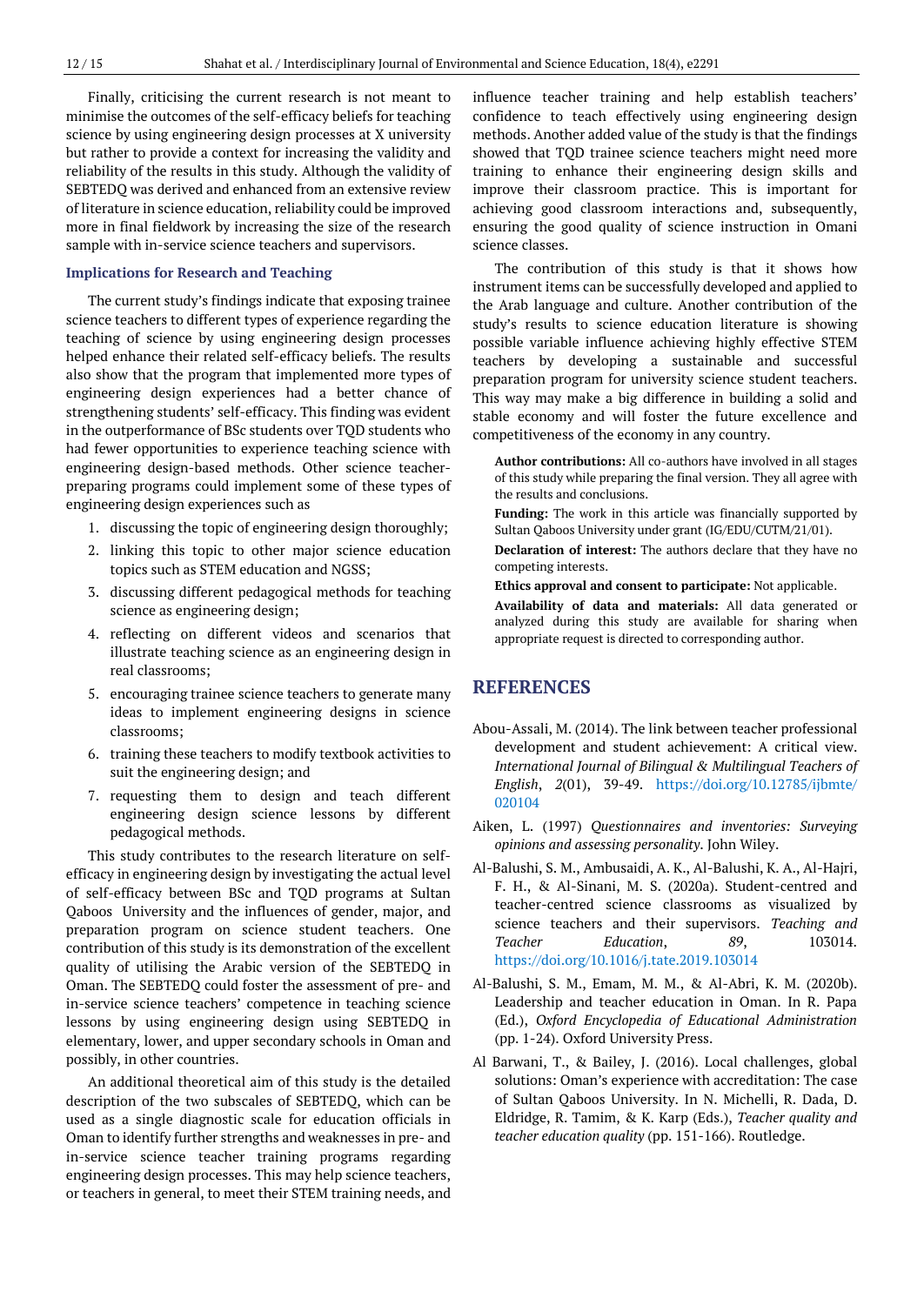Finally, criticising the current research is not meant to minimise the outcomes of the self-efficacy beliefs for teaching science by using engineering design processes at X university but rather to provide a context for increasing the validity and reliability of the results in this study. Although the validity of SEBTEDQ was derived and enhanced from an extensive review of literature in science education, reliability could be improved more in final fieldwork by increasing the size of the research sample with in-service science teachers and supervisors.

### Implications for Research and Teaching

The current study's findings indicate that exposing trainee science teachers to different types of experience regarding the teaching of science by using engineering design processes helped enhance their related self-efficacy beliefs. The results also show that the program that implemented more types of engineering design experiences had a better chance of strengthening students' self-efficacy. This finding was evident in the outperformance of BSc students over TQD students who had fewer opportunities to experience teaching science with engineering design-based methods. Other science teacher-preparing programs could implement some of these types of engineering design experiences such as

1. discussing the topic of engineering design thoroughly;
2. linking this topic to other major science education topics such as STEM education and NGSS;
3. discussing different pedagogical methods for teaching science as engineering design;
4. reflecting on different videos and scenarios that illustrate teaching science as an engineering design in real classrooms;
5. encouraging trainee science teachers to generate many ideas to implement engineering designs in science classrooms;
6. training these teachers to modify textbook activities to suit the engineering design; and
7. requesting them to design and teach different engineering design science lessons by different pedagogical methods.

This study contributes to the research literature on self-efficacy in engineering design by investigating the actual level of self-efficacy between BSc and TQD programs at Sultan Qaboos University and the influences of gender, major, and preparation program on science student teachers. One contribution of this study is its demonstration of the excellent quality of utilising the Arabic version of the SEBTEDQ in Oman. The SEBTEDQ could foster the assessment of pre- and in-service science teachers' competence in teaching science lessons by using engineering design using SEBTEDQ in elementary, lower, and upper secondary schools in Oman and possibly, in other countries.

An additional theoretical aim of this study is the detailed description of the two subscales of SEBTEDQ, which can be used as a single diagnostic scale for education officials in Oman to identify further strengths and weaknesses in pre- and in-service science teacher training programs regarding engineering design processes. This may help science teachers, or teachers in general, to meet their STEM training needs, and influence teacher training and help establish teachers' confidence to teach effectively using engineering design methods. Another added value of the study is that the findings showed that TQD trainee science teachers might need more training to enhance their engineering design skills and improve their classroom practice. This is important for achieving good classroom interactions and, subsequently, ensuring the good quality of science instruction in Omani science classes.

The contribution of this study is that it shows how instrument items can be successfully developed and applied to the Arab language and culture. Another contribution of the study's results to science education literature is showing possible variable influence achieving highly effective STEM teachers by developing a sustainable and successful preparation program for university science student teachers. This way may make a big difference in building a solid and stable economy and will foster the future excellence and competitiveness of the economy in any country.

**Author contributions:** All co-authors have involved in all stages of this study while preparing the final version. They all agree with the results and conclusions.

**Funding:** The work in this article was financially supported by Sultan Qaboos University under grant (IG/EDU/CUTM/21/01).

**Declaration of interest:** The authors declare that they have no competing interests.

**Ethics approval and consent to participate:** Not applicable.

**Availability of data and materials:** All data generated or analyzed during this study are available for sharing when appropriate request is directed to corresponding author.

## REFERENCES

Abou-Assali, M. (2014). The link between teacher professional development and student achievement: A critical view. *International Journal of Bilingual & Multilingual Teachers of English*, *2*(01), 39-49. https://doi.org/10.12785/ijbmte/020104

Aiken, L. (1997) *Questionnaires and inventories: Surveying opinions and assessing personality*. John Wiley.

Al-Balushi, S. M., Ambusaidi, A. K., Al-Balushi, K. A., Al-Hajri, F. H., & Al-Sinani, M. S. (2020a). Student-centred and teacher-centred science classrooms as visualized by science teachers and their supervisors. *Teaching and Teacher Education*, *89*, 103014. https://doi.org/10.1016/j.tate.2019.103014

Al-Balushi, S. M., Emam, M. M., & Al-Abri, K. M. (2020b). Leadership and teacher education in Oman. In R. Papa (Ed.), *Oxford Encyclopedia of Educational Administration* (pp. 1-24). Oxford University Press.

Al Barwani, T., & Bailey, J. (2016). Local challenges, global solutions: Oman's experience with accreditation: The case of Sultan Qaboos University. In N. Michelli, R. Dada, D. Eldridge, R. Tamim, & K. Karp (Eds.), *Teacher quality and teacher education quality* (pp. 151-166). Routledge.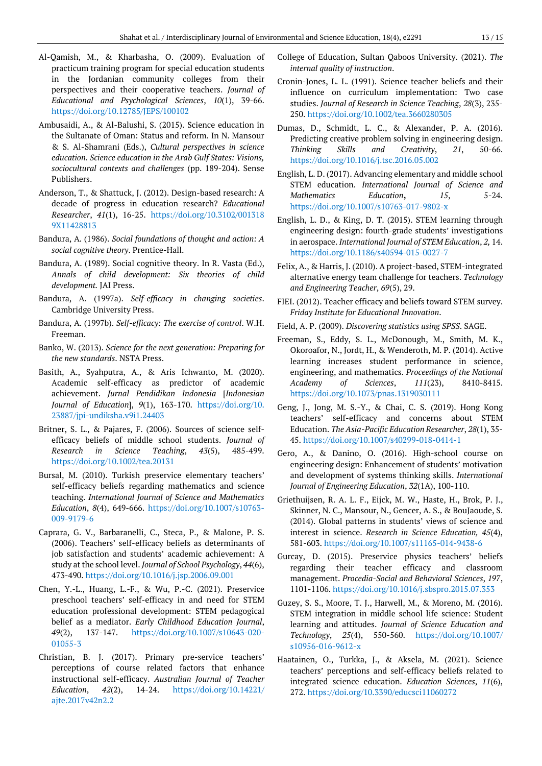Al-Qamish, M., & Kharbasha, O. (2009). Evaluation of practicum training program for special education students in the Jordanian community colleges from their perspectives and their cooperative teachers. *Journal of Educational and Psychological Sciences*, *10*(1), 39-66. https://doi.org/10.12785/JEPS/100102

Ambusaidi, A., & Al-Balushi, S. (2015). Science education in the Sultanate of Oman: Status and reform. In N. Mansour & S. Al-Shamrani (Eds.), *Cultural perspectives in science education. Science education in the Arab Gulf States: Visions, sociocultural contexts and challenges* (pp. 189-204). Sense Publishers.

Anderson, T., & Shattuck, J. (2012). Design-based research: A decade of progress in education research? *Educational Researcher*, *41*(1), 16-25. https://doi.org/10.3102/0013189X11428813

Bandura, A. (1986). *Social foundations of thought and action: A social cognitive theory*. Prentice-Hall.

Bandura, A. (1989). Social cognitive theory. In R. Vasta (Ed.), *Annals of child development: Six theories of child development.* JAI Press.

Bandura, A. (1997a). *Self-efficacy in changing societies*. Cambridge University Press.

Bandura, A. (1997b). *Self-efficacy: The exercise of control*. W.H. Freeman.

Banko, W. (2013). *Science for the next generation: Preparing for the new standards*. NSTA Press.

Basith, A., Syahputra, A., & Aris Ichwanto, M. (2020). Academic self-efficacy as predictor of academic achievement. *Jurnal Pendidikan Indonesia* [*Indonesian Journal of Education*], *9*(1), 163-170. https://doi.org/10.23887/jpi-undiksha.v9i1.24403

Britner, S. L., & Pajares, F. (2006). Sources of science self-efficacy beliefs of middle school students. *Journal of Research in Science Teaching*, *43*(5), 485-499. https://doi.org/10.1002/tea.20131

Bursal, M. (2010). Turkish preservice elementary teachers' self-efficacy beliefs regarding mathematics and science teaching. *International Journal of Science and Mathematics Education*, *8*(4), 649-666. https://doi.org/10.1007/s10763-009-9179-6

Caprara, G. V., Barbaranelli, C., Steca, P., & Malone, P. S. (2006). Teachers' self-efficacy beliefs as determinants of job satisfaction and students' academic achievement: A study at the school level. *Journal of School Psychology*, *44*(6), 473-490. https://doi.org/10.1016/j.jsp.2006.09.001

Chen, Y.-L., Huang, L.-F., & Wu, P.-C. (2021). Preservice preschool teachers' self-efficacy in and need for STEM education professional development: STEM pedagogical belief as a mediator. *Early Childhood Education Journal*, *49*(2), 137-147. https://doi.org/10.1007/s10643-020-01055-3

Christian, B. J. (2017). Primary pre-service teachers' perceptions of course related factors that enhance instructional self-efficacy. *Australian Journal of Teacher Education*, *42*(2), 14-24. https://doi.org/10.14221/ajte.2017v42n2.2

College of Education, Sultan Qaboos University. (2021). *The internal quality of instruction*.

Cronin-Jones, L. L. (1991). Science teacher beliefs and their influence on curriculum implementation: Two case studies. *Journal of Research in Science Teaching*, *28*(3), 235-250. https://doi.org/10.1002/tea.3660280305

Dumas, D., Schmidt, L. C., & Alexander, P. A. (2016). Predicting creative problem solving in engineering design. *Thinking Skills and Creativity*, *21*, 50-66. https://doi.org/10.1016/j.tsc.2016.05.002

English, L. D. (2017). Advancing elementary and middle school STEM education. *International Journal of Science and Mathematics Education*, *15*, 5-24. https://doi.org/10.1007/s10763-017-9802-x

English, L. D., & King, D. T. (2015). STEM learning through engineering design: fourth-grade students' investigations in aerospace. *International Journal of STEM Education*, *2,* 14. https://doi.org/10.1186/s40594-015-0027-7

Felix, A., & Harris, J. (2010). A project-based, STEM-integrated alternative energy team challenge for teachers. *Technology and Engineering Teacher*, *69*(5), 29.

FIEI. (2012). Teacher efficacy and beliefs toward STEM survey. *Friday Institute for Educational Innovation*.

Field, A. P. (2009). *Discovering statistics using SPSS*. SAGE.

Freeman, S., Eddy, S. L., McDonough, M., Smith, M. K., Okoroafor, N., Jordt, H., & Wenderoth, M. P. (2014). Active learning increases student performance in science, engineering, and mathematics. *Proceedings of the National Academy of Sciences*, *111*(23), 8410-8415. https://doi.org/10.1073/pnas.1319030111

Geng, J., Jong, M. S.-Y., & Chai, C. S. (2019). Hong Kong teachers' self-efficacy and concerns about STEM Education. *The Asia-Pacific Education Researcher*, *28*(1), 35-45. https://doi.org/10.1007/s40299-018-0414-1

Gero, A., & Danino, O. (2016). High-school course on engineering design: Enhancement of students' motivation and development of systems thinking skills. *International Journal of Engineering Education*, *32*(1A), 100-110.

Griethuijsen, R. A. L. F., Eijck, M. W., Haste, H., Brok, P. J., Skinner, N. C., Mansour, N., Gencer, A. S., & BouJaoude, S. (2014). Global patterns in students' views of science and interest in science. *Research in Science Education, 45*(4), 581-603. https://doi.org/10.1007/s11165-014-9438-6

Gurcay, D. (2015). Preservice physics teachers' beliefs regarding their teacher efficacy and classroom management. *Procedia-Social and Behavioral Sciences*, *197*, 1101-1106. https://doi.org/10.1016/j.sbspro.2015.07.353

Guzey, S. S., Moore, T. J., Harwell, M., & Moreno, M. (2016). STEM integration in middle school life science: Student learning and attitudes. *Journal of Science Education and Technology*, *25*(4), 550-560. https://doi.org/10.1007/s10956-016-9612-x

Haatainen, O., Turkka, J., & Aksela, M. (2021). Science teachers' perceptions and self-efficacy beliefs related to integrated science education. *Education Sciences*, *11*(6), 272. https://doi.org/10.3390/educsci11060272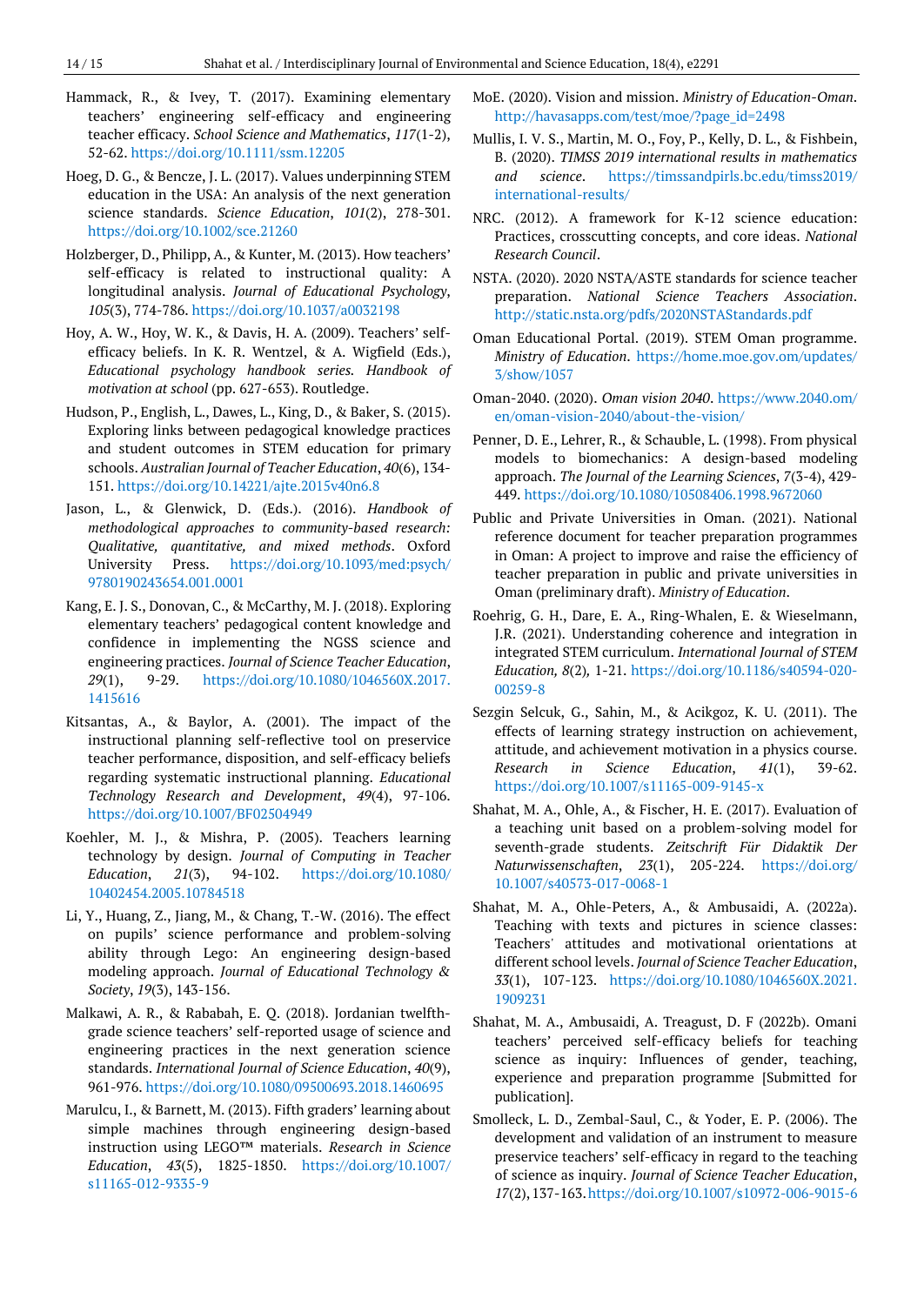Hammack, R., & Ivey, T. (2017). Examining elementary teachers' engineering self-efficacy and engineering teacher efficacy. *School Science and Mathematics*, *117*(1-2), 52-62. https://doi.org/10.1111/ssm.12205

Hoeg, D. G., & Bencze, J. L. (2017). Values underpinning STEM education in the USA: An analysis of the next generation science standards. *Science Education*, *101*(2), 278-301. https://doi.org/10.1002/sce.21260

Holzberger, D., Philipp, A., & Kunter, M. (2013). How teachers' self-efficacy is related to instructional quality: A longitudinal analysis. *Journal of Educational Psychology*, *105*(3), 774-786. https://doi.org/10.1037/a0032198

Hoy, A. W., Hoy, W. K., & Davis, H. A. (2009). Teachers' self-efficacy beliefs. In K. R. Wentzel, & A. Wigfield (Eds.), *Educational psychology handbook series. Handbook of motivation at school* (pp. 627-653). Routledge.

Hudson, P., English, L., Dawes, L., King, D., & Baker, S. (2015). Exploring links between pedagogical knowledge practices and student outcomes in STEM education for primary schools. *Australian Journal of Teacher Education*, *40*(6), 134-151. https://doi.org/10.14221/ajte.2015v40n6.8

Jason, L., & Glenwick, D. (Eds.). (2016). *Handbook of methodological approaches to community-based research: Qualitative, quantitative, and mixed methods*. Oxford University Press. https://doi.org/10.1093/med:psych/9780190243654.001.0001

Kang, E. J. S., Donovan, C., & McCarthy, M. J. (2018). Exploring elementary teachers' pedagogical content knowledge and confidence in implementing the NGSS science and engineering practices. *Journal of Science Teacher Education*, *29*(1), 9-29. https://doi.org/10.1080/1046560X.2017.1415616

Kitsantas, A., & Baylor, A. (2001). The impact of the instructional planning self-reflective tool on preservice teacher performance, disposition, and self-efficacy beliefs regarding systematic instructional planning. *Educational Technology Research and Development*, *49*(4), 97-106. https://doi.org/10.1007/BF02504949

Koehler, M. J., & Mishra, P. (2005). Teachers learning technology by design. *Journal of Computing in Teacher Education*, *21*(3), 94-102. https://doi.org/10.1080/10402454.2005.10784518

Li, Y., Huang, Z., Jiang, M., & Chang, T.-W. (2016). The effect on pupils' science performance and problem-solving ability through Lego: An engineering design-based modeling approach. *Journal of Educational Technology & Society*, *19*(3), 143-156.

Malkawi, A. R., & Rababah, E. Q. (2018). Jordanian twelfth-grade science teachers' self-reported usage of science and engineering practices in the next generation science standards. *International Journal of Science Education*, *40*(9), 961-976. https://doi.org/10.1080/09500693.2018.1460695

Marulcu, I., & Barnett, M. (2013). Fifth graders' learning about simple machines through engineering design-based instruction using LEGO™ materials. *Research in Science Education*, *43*(5), 1825-1850. https://doi.org/10.1007/s11165-012-9335-9

MoE. (2020). Vision and mission. *Ministry of Education-Oman*. http://havasapps.com/test/moe/?page_id=2498

Mullis, I. V. S., Martin, M. O., Foy, P., Kelly, D. L., & Fishbein, B. (2020). *TIMSS 2019 international results in mathematics and science*. https://timssandpirls.bc.edu/timss2019/international-results/

NRC. (2012). A framework for K-12 science education: Practices, crosscutting concepts, and core ideas. *National Research Council*.

NSTA. (2020). 2020 NSTA/ASTE standards for science teacher preparation. *National Science Teachers Association*. http://static.nsta.org/pdfs/2020NSTAStandards.pdf

Oman Educational Portal. (2019). STEM Oman programme. *Ministry of Education*. https://home.moe.gov.om/updates/3/show/1057

Oman-2040. (2020). *Oman vision 2040*. https://www.2040.om/en/oman-vision-2040/about-the-vision/

Penner, D. E., Lehrer, R., & Schauble, L. (1998). From physical models to biomechanics: A design-based modeling approach. *The Journal of the Learning Sciences*, *7*(3-4), 429-449. https://doi.org/10.1080/10508406.1998.9672060

Public and Private Universities in Oman. (2021). National reference document for teacher preparation programmes in Oman: A project to improve and raise the efficiency of teacher preparation in public and private universities in Oman (preliminary draft). *Ministry of Education*.

Roehrig, G. H., Dare, E. A., Ring-Whalen, E. & Wieselmann, J.R. (2021). Understanding coherence and integration in integrated STEM curriculum. *International Journal of STEM Education, 8*(2), 1-21. https://doi.org/10.1186/s40594-020-00259-8

Sezgin Selcuk, G., Sahin, M., & Acikgoz, K. U. (2011). The effects of learning strategy instruction on achievement, attitude, and achievement motivation in a physics course. *Research in Science Education*, *41*(1), 39-62. https://doi.org/10.1007/s11165-009-9145-x

Shahat, M. A., Ohle, A., & Fischer, H. E. (2017). Evaluation of a teaching unit based on a problem-solving model for seventh-grade students. *Zeitschrift Für Didaktik Der Naturwissenschaften*, *23*(1), 205-224. https://doi.org/10.1007/s40573-017-0068-1

Shahat, M. A., Ohle-Peters, A., & Ambusaidi, A. (2022a). Teaching with texts and pictures in science classes: Teachers' attitudes and motivational orientations at different school levels. *Journal of Science Teacher Education*, *33*(1), 107-123. https://doi.org/10.1080/1046560X.2021.1909231

Shahat, M. A., Ambusaidi, A. Treagust, D. F (2022b). Omani teachers' perceived self-efficacy beliefs for teaching science as inquiry: Influences of gender, teaching, experience and preparation programme [Submitted for publication].

Smolleck, L. D., Zembal-Saul, C., & Yoder, E. P. (2006). The development and validation of an instrument to measure preservice teachers' self-efficacy in regard to the teaching of science as inquiry. *Journal of Science Teacher Education*, *17*(2), 137-163. https://doi.org/10.1007/s10972-006-9015-6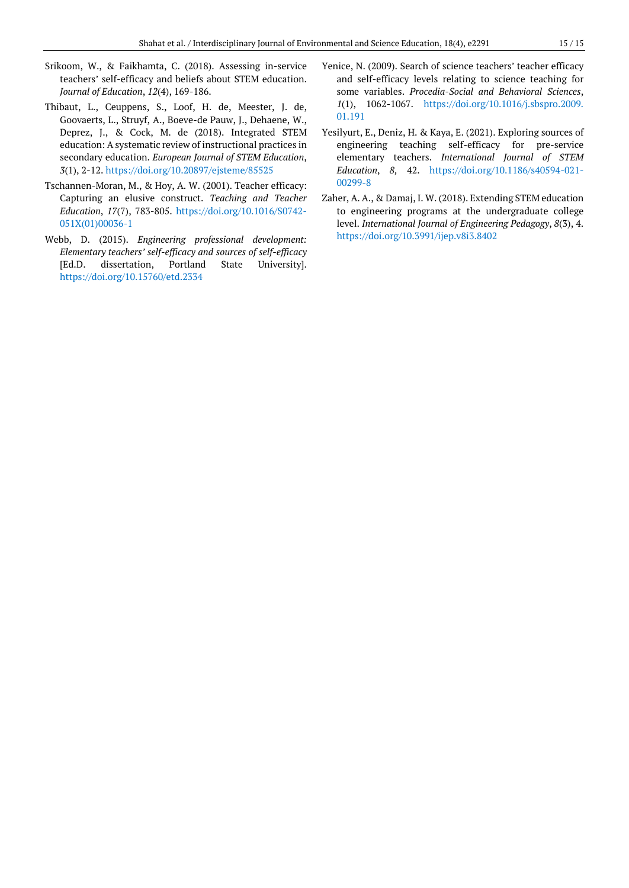Srikoom, W., & Faikhamta, C. (2018). Assessing in-service teachers' self-efficacy and beliefs about STEM education. *Journal of Education*, *12*(4), 169-186.

Thibaut, L., Ceuppens, S., Loof, H. de, Meester, J. de, Goovaerts, L., Struyf, A., Boeve-de Pauw, J., Dehaene, W., Deprez, J., & Cock, M. de (2018). Integrated STEM education: A systematic review of instructional practices in secondary education. *European Journal of STEM Education*, *3*(1), 2-12. https://doi.org/10.20897/ejsteme/85525

Tschannen-Moran, M., & Hoy, A. W. (2001). Teacher efficacy: Capturing an elusive construct. *Teaching and Teacher Education*, *17*(7), 783-805. https://doi.org/10.1016/S0742-051X(01)00036-1

Webb, D. (2015). *Engineering professional development: Elementary teachers' self-efficacy and sources of self-efficacy* [Ed.D. dissertation, Portland State University]. https://doi.org/10.15760/etd.2334

Yenice, N. (2009). Search of science teachers' teacher efficacy and self-efficacy levels relating to science teaching for some variables. *Procedia-Social and Behavioral Sciences*, *1*(1), 1062-1067. https://doi.org/10.1016/j.sbspro.2009.01.191

Yesilyurt, E., Deniz, H. & Kaya, E. (2021). Exploring sources of engineering teaching self-efficacy for pre-service elementary teachers. *International Journal of STEM Education*, *8,* 42. https://doi.org/10.1186/s40594-021-00299-8

Zaher, A. A., & Damaj, I. W. (2018). Extending STEM education to engineering programs at the undergraduate college level. *International Journal of Engineering Pedagogy*, *8*(3), 4. https://doi.org/10.3991/ijep.v8i3.8402